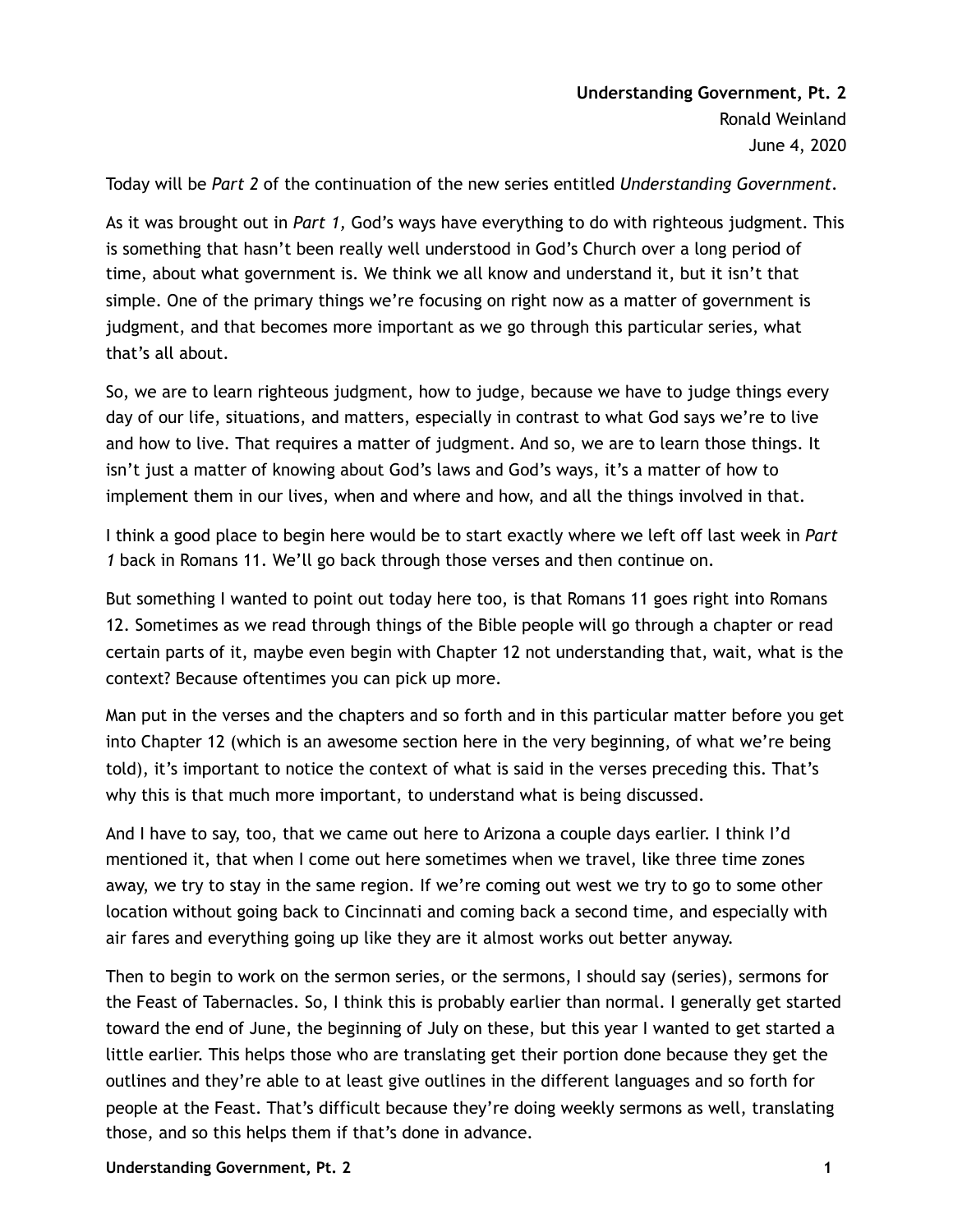**Understanding Government, Pt. 2**
Ronald Weinland
June 4, 2020

Today will be *Part 2* of the continuation of the new series entitled *Understanding Government*.

As it was brought out in *Part 1,* God's ways have everything to do with righteous judgment. This is something that hasn't been really well understood in God's Church over a long period of time, about what government is. We think we all know and understand it, but it isn't that simple. One of the primary things we're focusing on right now as a matter of government is judgment, and that becomes more important as we go through this particular series, what that's all about.

So, we are to learn righteous judgment, how to judge, because we have to judge things every day of our life, situations, and matters, especially in contrast to what God says we're to live and how to live. That requires a matter of judgment. And so, we are to learn those things. It isn't just a matter of knowing about God's laws and God's ways, it's a matter of how to implement them in our lives, when and where and how, and all the things involved in that.

I think a good place to begin here would be to start exactly where we left off last week in *Part 1* back in Romans 11. We'll go back through those verses and then continue on.

But something I wanted to point out today here too, is that Romans 11 goes right into Romans 12. Sometimes as we read through things of the Bible people will go through a chapter or read certain parts of it, maybe even begin with Chapter 12 not understanding that, wait, what is the context? Because oftentimes you can pick up more.

Man put in the verses and the chapters and so forth and in this particular matter before you get into Chapter 12 (which is an awesome section here in the very beginning, of what we're being told), it's important to notice the context of what is said in the verses preceding this. That's why this is that much more important, to understand what is being discussed.

And I have to say, too, that we came out here to Arizona a couple days earlier. I think I'd mentioned it, that when I come out here sometimes when we travel, like three time zones away, we try to stay in the same region. If we're coming out west we try to go to some other location without going back to Cincinnati and coming back a second time, and especially with air fares and everything going up like they are it almost works out better anyway.

Then to begin to work on the sermon series, or the sermons, I should say (series), sermons for the Feast of Tabernacles. So, I think this is probably earlier than normal. I generally get started toward the end of June, the beginning of July on these, but this year I wanted to get started a little earlier. This helps those who are translating get their portion done because they get the outlines and they're able to at least give outlines in the different languages and so forth for people at the Feast. That's difficult because they're doing weekly sermons as well, translating those, and so this helps them if that's done in advance.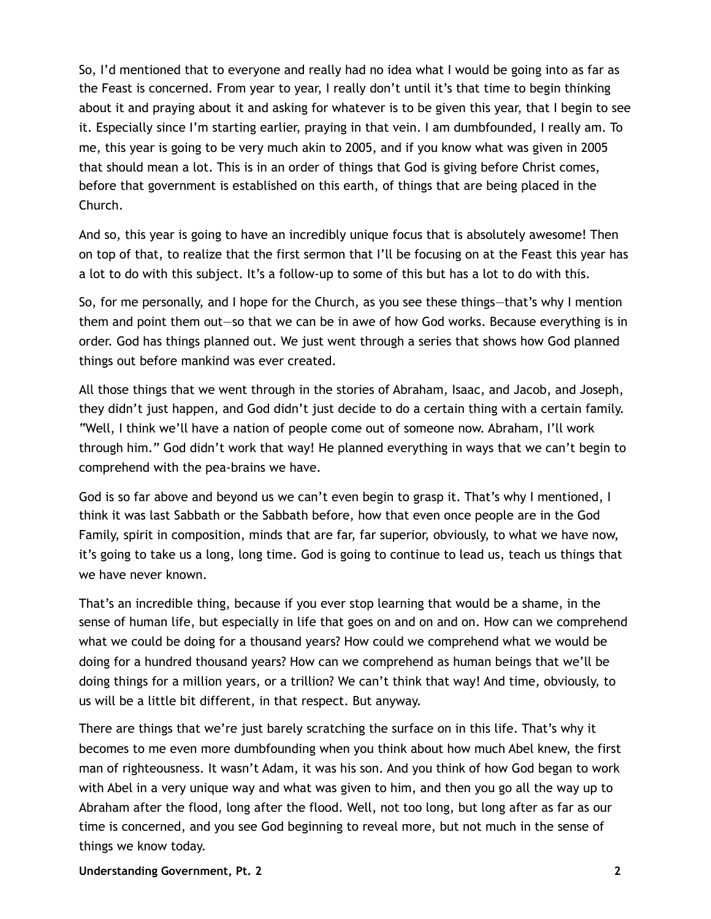So, I'd mentioned that to everyone and really had no idea what I would be going into as far as the Feast is concerned. From year to year, I really don't until it's that time to begin thinking about it and praying about it and asking for whatever is to be given this year, that I begin to see it. Especially since I'm starting earlier, praying in that vein. I am dumbfounded, I really am. To me, this year is going to be very much akin to 2005, and if you know what was given in 2005 that should mean a lot. This is in an order of things that God is giving before Christ comes, before that government is established on this earth, of things that are being placed in the Church.

And so, this year is going to have an incredibly unique focus that is absolutely awesome! Then on top of that, to realize that the first sermon that I'll be focusing on at the Feast this year has a lot to do with this subject. It's a follow-up to some of this but has a lot to do with this.

So, for me personally, and I hope for the Church, as you see these things—that's why I mention them and point them out—so that we can be in awe of how God works. Because everything is in order. God has things planned out. We just went through a series that shows how God planned things out before mankind was ever created.

All those things that we went through in the stories of Abraham, Isaac, and Jacob, and Joseph, they didn't just happen, and God didn't just decide to do a certain thing with a certain family. "Well, I think we'll have a nation of people come out of someone now. Abraham, I'll work through him." God didn't work that way! He planned everything in ways that we can't begin to comprehend with the pea-brains we have.

God is so far above and beyond us we can't even begin to grasp it. That's why I mentioned, I think it was last Sabbath or the Sabbath before, how that even once people are in the God Family, spirit in composition, minds that are far, far superior, obviously, to what we have now, it's going to take us a long, long time. God is going to continue to lead us, teach us things that we have never known.

That's an incredible thing, because if you ever stop learning that would be a shame, in the sense of human life, but especially in life that goes on and on and on. How can we comprehend what we could be doing for a thousand years? How could we comprehend what we would be doing for a hundred thousand years? How can we comprehend as human beings that we'll be doing things for a million years, or a trillion? We can't think that way! And time, obviously, to us will be a little bit different, in that respect. But anyway.

There are things that we're just barely scratching the surface on in this life. That's why it becomes to me even more dumbfounding when you think about how much Abel knew, the first man of righteousness. It wasn't Adam, it was his son. And you think of how God began to work with Abel in a very unique way and what was given to him, and then you go all the way up to Abraham after the flood, long after the flood. Well, not too long, but long after as far as our time is concerned, and you see God beginning to reveal more, but not much in the sense of things we know today.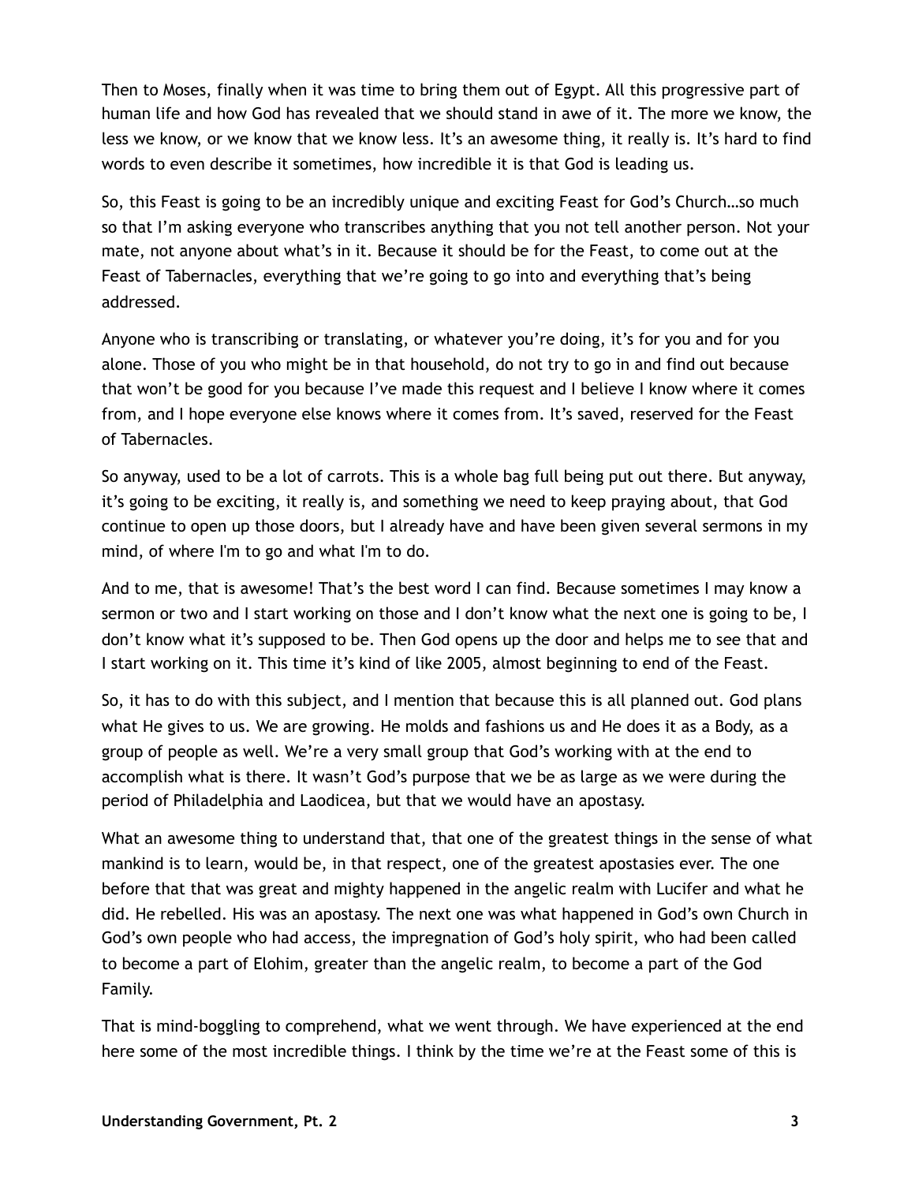Then to Moses, finally when it was time to bring them out of Egypt. All this progressive part of human life and how God has revealed that we should stand in awe of it. The more we know, the less we know, or we know that we know less. It's an awesome thing, it really is. It's hard to find words to even describe it sometimes, how incredible it is that God is leading us.

So, this Feast is going to be an incredibly unique and exciting Feast for God's Church…so much so that I'm asking everyone who transcribes anything that you not tell another person. Not your mate, not anyone about what's in it. Because it should be for the Feast, to come out at the Feast of Tabernacles, everything that we're going to go into and everything that's being addressed.

Anyone who is transcribing or translating, or whatever you're doing, it's for you and for you alone. Those of you who might be in that household, do not try to go in and find out because that won't be good for you because I've made this request and I believe I know where it comes from, and I hope everyone else knows where it comes from. It's saved, reserved for the Feast of Tabernacles.

So anyway, used to be a lot of carrots. This is a whole bag full being put out there. But anyway, it's going to be exciting, it really is, and something we need to keep praying about, that God continue to open up those doors, but I already have and have been given several sermons in my mind, of where I'm to go and what I'm to do.

And to me, that is awesome! That's the best word I can find. Because sometimes I may know a sermon or two and I start working on those and I don't know what the next one is going to be, I don't know what it's supposed to be. Then God opens up the door and helps me to see that and I start working on it. This time it's kind of like 2005, almost beginning to end of the Feast.

So, it has to do with this subject, and I mention that because this is all planned out. God plans what He gives to us. We are growing. He molds and fashions us and He does it as a Body, as a group of people as well. We're a very small group that God's working with at the end to accomplish what is there. It wasn't God's purpose that we be as large as we were during the period of Philadelphia and Laodicea, but that we would have an apostasy.

What an awesome thing to understand that, that one of the greatest things in the sense of what mankind is to learn, would be, in that respect, one of the greatest apostasies ever. The one before that that was great and mighty happened in the angelic realm with Lucifer and what he did. He rebelled. His was an apostasy. The next one was what happened in God's own Church in God's own people who had access, the impregnation of God's holy spirit, who had been called to become a part of Elohim, greater than the angelic realm, to become a part of the God Family.

That is mind-boggling to comprehend, what we went through. We have experienced at the end here some of the most incredible things. I think by the time we're at the Feast some of this is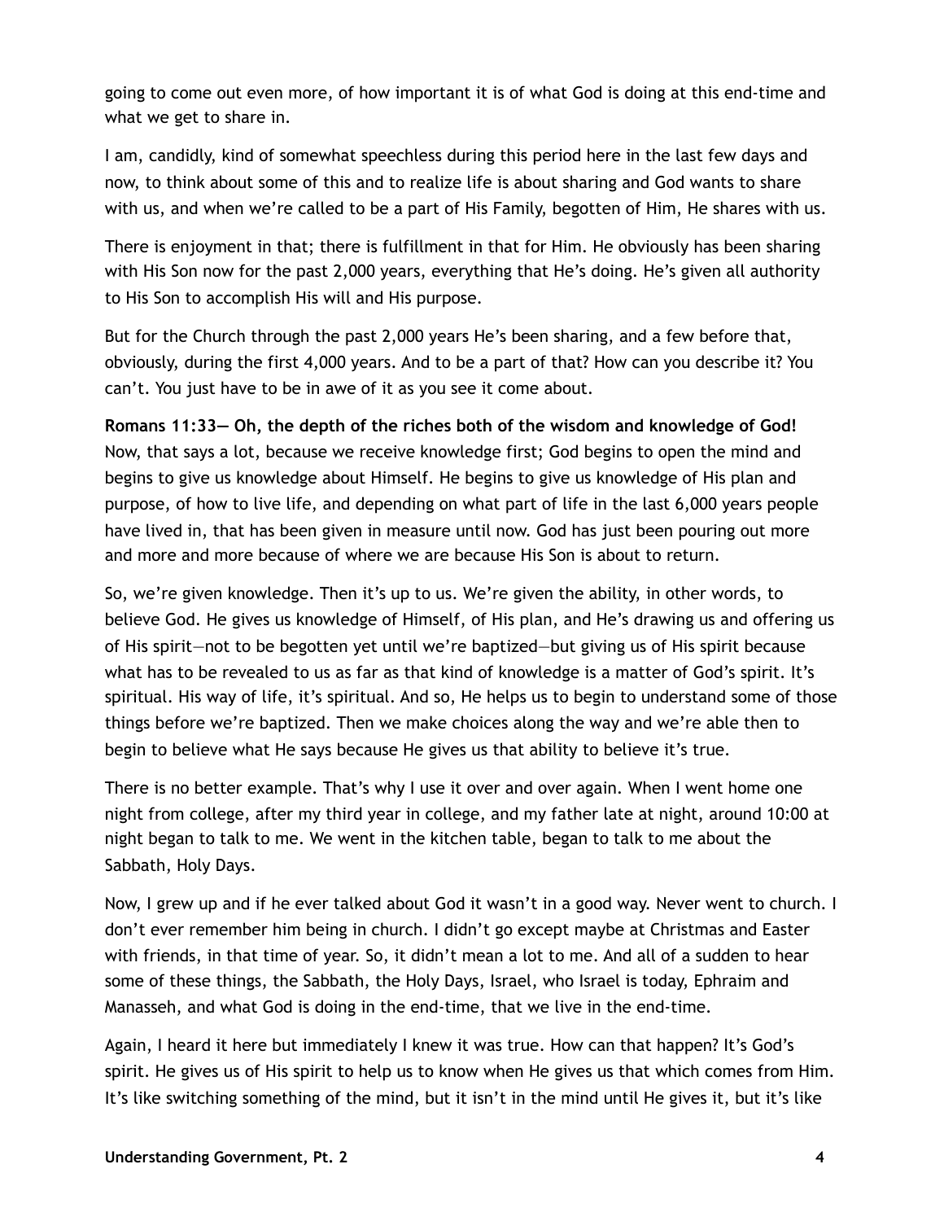going to come out even more, of how important it is of what God is doing at this end-time and what we get to share in.

I am, candidly, kind of somewhat speechless during this period here in the last few days and now, to think about some of this and to realize life is about sharing and God wants to share with us, and when we're called to be a part of His Family, begotten of Him, He shares with us.

There is enjoyment in that; there is fulfillment in that for Him. He obviously has been sharing with His Son now for the past 2,000 years, everything that He's doing. He's given all authority to His Son to accomplish His will and His purpose.

But for the Church through the past 2,000 years He's been sharing, and a few before that, obviously, during the first 4,000 years. And to be a part of that? How can you describe it? You can't. You just have to be in awe of it as you see it come about.

**Romans 11:33— Oh, the depth of the riches both of the wisdom and knowledge of God!** Now, that says a lot, because we receive knowledge first; God begins to open the mind and begins to give us knowledge about Himself. He begins to give us knowledge of His plan and purpose, of how to live life, and depending on what part of life in the last 6,000 years people have lived in, that has been given in measure until now. God has just been pouring out more and more and more because of where we are because His Son is about to return.

So, we're given knowledge. Then it's up to us. We're given the ability, in other words, to believe God. He gives us knowledge of Himself, of His plan, and He's drawing us and offering us of His spirit—not to be begotten yet until we're baptized—but giving us of His spirit because what has to be revealed to us as far as that kind of knowledge is a matter of God's spirit. It's spiritual. His way of life, it's spiritual. And so, He helps us to begin to understand some of those things before we're baptized. Then we make choices along the way and we're able then to begin to believe what He says because He gives us that ability to believe it's true.

There is no better example. That's why I use it over and over again. When I went home one night from college, after my third year in college, and my father late at night, around 10:00 at night began to talk to me. We went in the kitchen table, began to talk to me about the Sabbath, Holy Days.

Now, I grew up and if he ever talked about God it wasn't in a good way. Never went to church. I don't ever remember him being in church. I didn't go except maybe at Christmas and Easter with friends, in that time of year. So, it didn't mean a lot to me. And all of a sudden to hear some of these things, the Sabbath, the Holy Days, Israel, who Israel is today, Ephraim and Manasseh, and what God is doing in the end-time, that we live in the end-time.

Again, I heard it here but immediately I knew it was true. How can that happen? It's God's spirit. He gives us of His spirit to help us to know when He gives us that which comes from Him. It's like switching something of the mind, but it isn't in the mind until He gives it, but it's like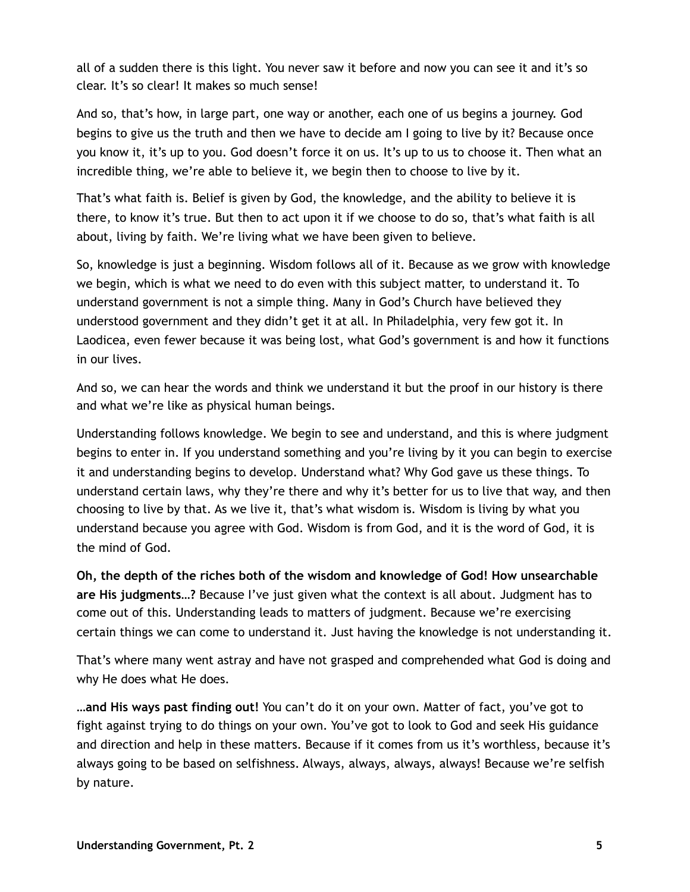all of a sudden there is this light. You never saw it before and now you can see it and it's so clear. It's so clear! It makes so much sense!

And so, that's how, in large part, one way or another, each one of us begins a journey. God begins to give us the truth and then we have to decide am I going to live by it? Because once you know it, it's up to you. God doesn't force it on us. It's up to us to choose it. Then what an incredible thing, we're able to believe it, we begin then to choose to live by it.

That's what faith is. Belief is given by God, the knowledge, and the ability to believe it is there, to know it's true. But then to act upon it if we choose to do so, that's what faith is all about, living by faith. We're living what we have been given to believe.

So, knowledge is just a beginning. Wisdom follows all of it. Because as we grow with knowledge we begin, which is what we need to do even with this subject matter, to understand it. To understand government is not a simple thing. Many in God's Church have believed they understood government and they didn't get it at all. In Philadelphia, very few got it. In Laodicea, even fewer because it was being lost, what God's government is and how it functions in our lives.

And so, we can hear the words and think we understand it but the proof in our history is there and what we're like as physical human beings.

Understanding follows knowledge. We begin to see and understand, and this is where judgment begins to enter in. If you understand something and you're living by it you can begin to exercise it and understanding begins to develop. Understand what? Why God gave us these things. To understand certain laws, why they're there and why it's better for us to live that way, and then choosing to live by that. As we live it, that's what wisdom is. Wisdom is living by what you understand because you agree with God. Wisdom is from God, and it is the word of God, it is the mind of God.

**Oh, the depth of the riches both of the wisdom and knowledge of God! How unsearchable are His judgments…?** Because I've just given what the context is all about. Judgment has to come out of this. Understanding leads to matters of judgment. Because we're exercising certain things we can come to understand it. Just having the knowledge is not understanding it.

That's where many went astray and have not grasped and comprehended what God is doing and why He does what He does.

**…and His ways past finding out!** You can't do it on your own. Matter of fact, you've got to fight against trying to do things on your own. You've got to look to God and seek His guidance and direction and help in these matters. Because if it comes from us it's worthless, because it's always going to be based on selfishness. Always, always, always, always! Because we're selfish by nature.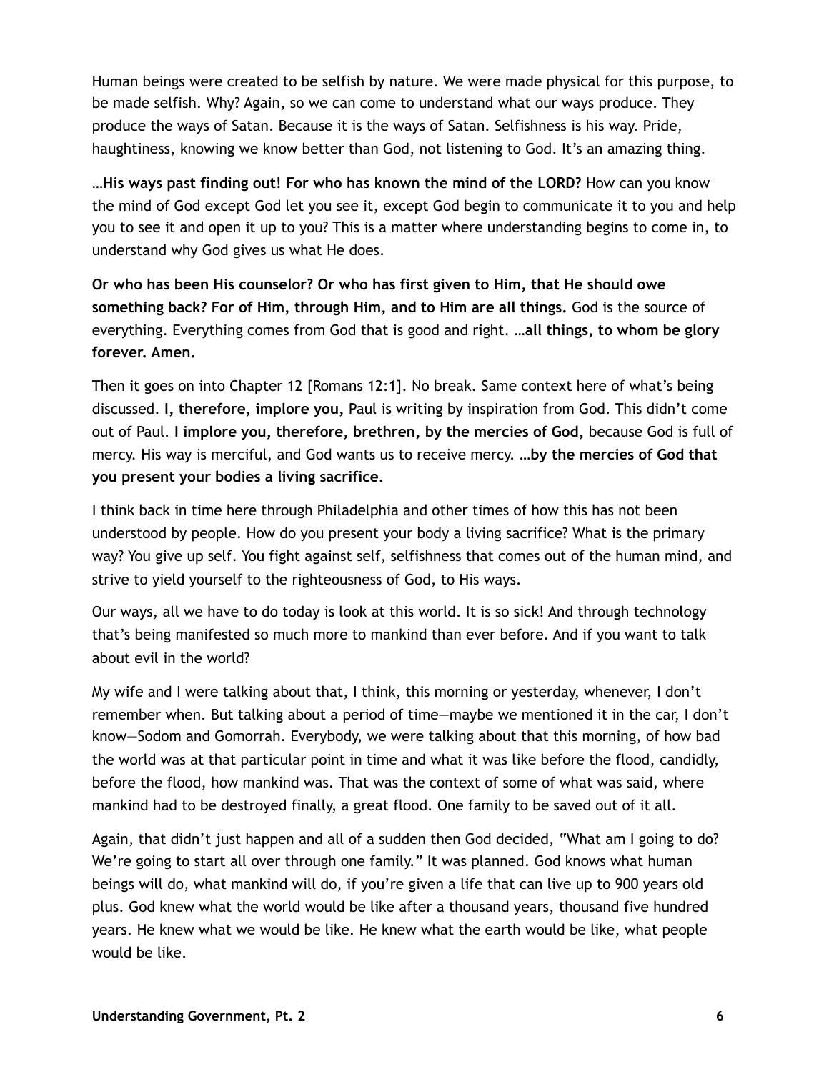Human beings were created to be selfish by nature. We were made physical for this purpose, to be made selfish. Why? Again, so we can come to understand what our ways produce. They produce the ways of Satan. Because it is the ways of Satan. Selfishness is his way. Pride, haughtiness, knowing we know better than God, not listening to God. It's an amazing thing.

**…His ways past finding out! For who has known the mind of the LORD?** How can you know the mind of God except God let you see it, except God begin to communicate it to you and help you to see it and open it up to you? This is a matter where understanding begins to come in, to understand why God gives us what He does.

**Or who has been His counselor? Or who has first given to Him, that He should owe something back? For of Him, through Him, and to Him are all things.** God is the source of everything. Everything comes from God that is good and right. **…all things, to whom be glory forever. Amen.**

Then it goes on into Chapter 12 [Romans 12:1]. No break. Same context here of what's being discussed. **I, therefore, implore you,** Paul is writing by inspiration from God. This didn't come out of Paul. **I implore you, therefore, brethren, by the mercies of God,** because God is full of mercy. His way is merciful, and God wants us to receive mercy. **…by the mercies of God that you present your bodies a living sacrifice.**

I think back in time here through Philadelphia and other times of how this has not been understood by people. How do you present your body a living sacrifice? What is the primary way? You give up self. You fight against self, selfishness that comes out of the human mind, and strive to yield yourself to the righteousness of God, to His ways.

Our ways, all we have to do today is look at this world. It is so sick! And through technology that's being manifested so much more to mankind than ever before. And if you want to talk about evil in the world?

My wife and I were talking about that, I think, this morning or yesterday, whenever, I don't remember when. But talking about a period of time—maybe we mentioned it in the car, I don't know—Sodom and Gomorrah. Everybody, we were talking about that this morning, of how bad the world was at that particular point in time and what it was like before the flood, candidly, before the flood, how mankind was. That was the context of some of what was said, where mankind had to be destroyed finally, a great flood. One family to be saved out of it all.

Again, that didn't just happen and all of a sudden then God decided, "What am I going to do? We're going to start all over through one family." It was planned. God knows what human beings will do, what mankind will do, if you're given a life that can live up to 900 years old plus. God knew what the world would be like after a thousand years, thousand five hundred years. He knew what we would be like. He knew what the earth would be like, what people would be like.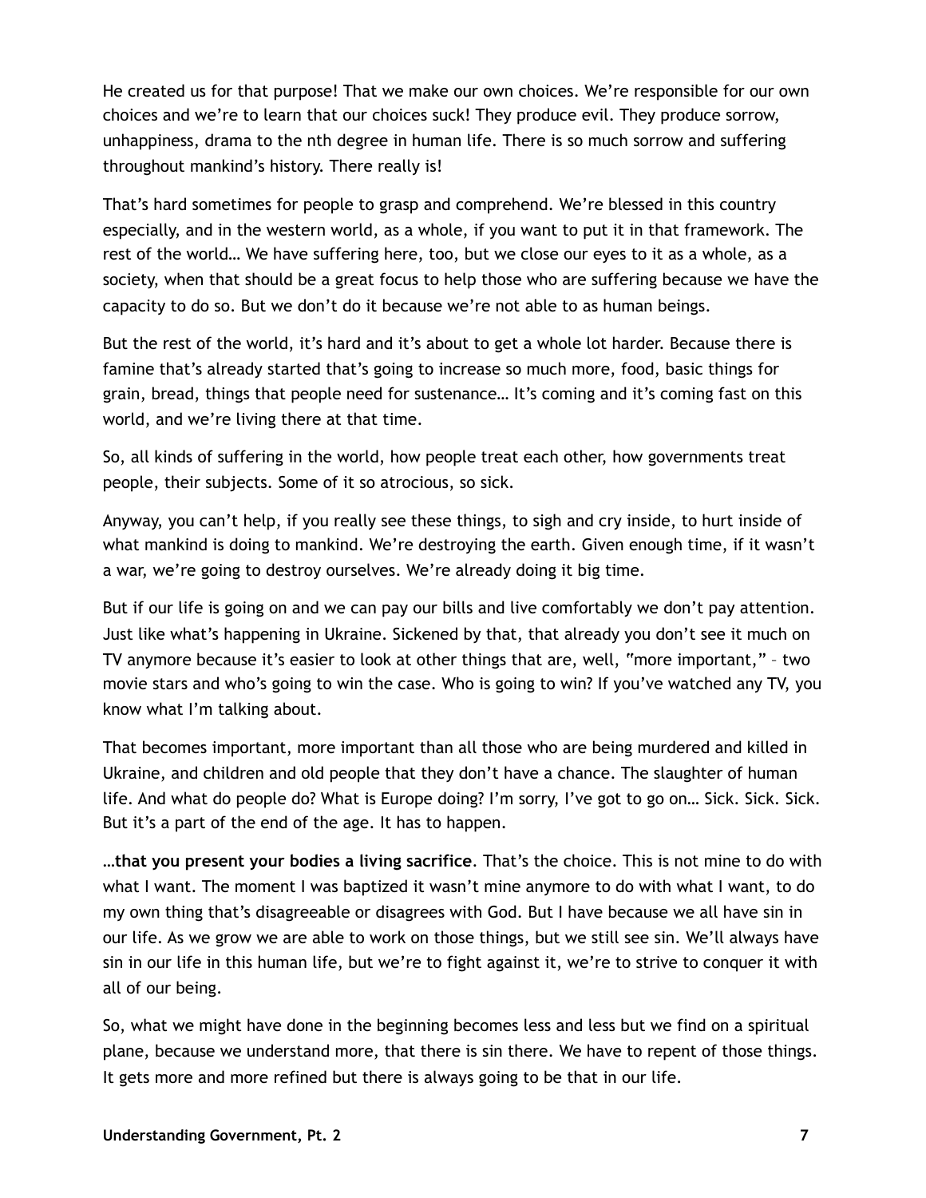He created us for that purpose! That we make our own choices. We're responsible for our own choices and we're to learn that our choices suck! They produce evil. They produce sorrow, unhappiness, drama to the nth degree in human life. There is so much sorrow and suffering throughout mankind's history. There really is!

That's hard sometimes for people to grasp and comprehend. We're blessed in this country especially, and in the western world, as a whole, if you want to put it in that framework. The rest of the world… We have suffering here, too, but we close our eyes to it as a whole, as a society, when that should be a great focus to help those who are suffering because we have the capacity to do so. But we don't do it because we're not able to as human beings.

But the rest of the world, it's hard and it's about to get a whole lot harder. Because there is famine that's already started that's going to increase so much more, food, basic things for grain, bread, things that people need for sustenance… It's coming and it's coming fast on this world, and we're living there at that time.

So, all kinds of suffering in the world, how people treat each other, how governments treat people, their subjects. Some of it so atrocious, so sick.

Anyway, you can't help, if you really see these things, to sigh and cry inside, to hurt inside of what mankind is doing to mankind. We're destroying the earth. Given enough time, if it wasn't a war, we're going to destroy ourselves. We're already doing it big time.

But if our life is going on and we can pay our bills and live comfortably we don't pay attention. Just like what's happening in Ukraine. Sickened by that, that already you don't see it much on TV anymore because it's easier to look at other things that are, well, "more important," – two movie stars and who's going to win the case. Who is going to win? If you've watched any TV, you know what I'm talking about.

That becomes important, more important than all those who are being murdered and killed in Ukraine, and children and old people that they don't have a chance. The slaughter of human life. And what do people do? What is Europe doing? I'm sorry, I've got to go on… Sick. Sick. Sick. But it's a part of the end of the age. It has to happen.

**…that you present your bodies a living sacrifice**. That's the choice. This is not mine to do with what I want. The moment I was baptized it wasn't mine anymore to do with what I want, to do my own thing that's disagreeable or disagrees with God. But I have because we all have sin in our life. As we grow we are able to work on those things, but we still see sin. We'll always have sin in our life in this human life, but we're to fight against it, we're to strive to conquer it with all of our being.

So, what we might have done in the beginning becomes less and less but we find on a spiritual plane, because we understand more, that there is sin there. We have to repent of those things. It gets more and more refined but there is always going to be that in our life.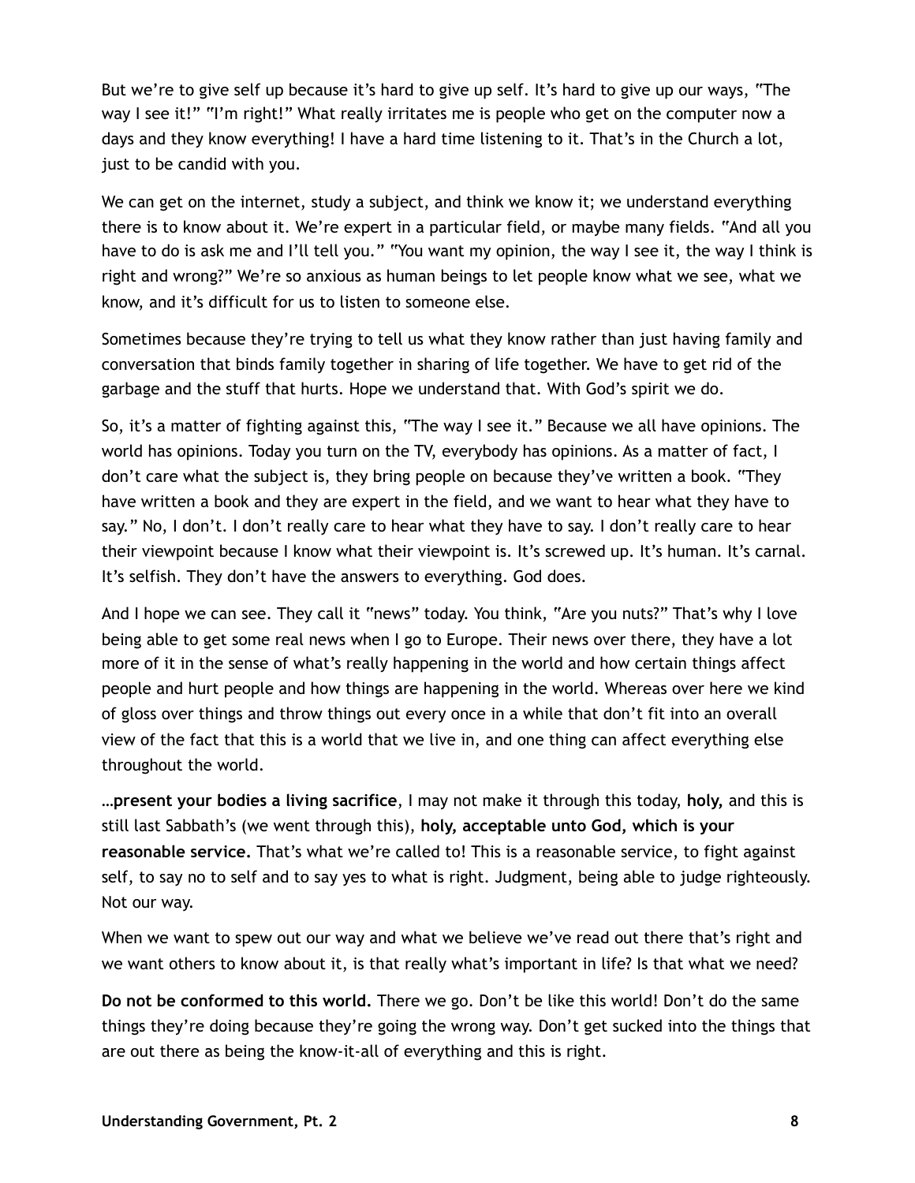But we're to give self up because it's hard to give up self. It's hard to give up our ways, "The way I see it!" "I'm right!" What really irritates me is people who get on the computer now a days and they know everything! I have a hard time listening to it. That's in the Church a lot, just to be candid with you.

We can get on the internet, study a subject, and think we know it; we understand everything there is to know about it. We're expert in a particular field, or maybe many fields. "And all you have to do is ask me and I'll tell you." "You want my opinion, the way I see it, the way I think is right and wrong?" We're so anxious as human beings to let people know what we see, what we know, and it's difficult for us to listen to someone else.

Sometimes because they're trying to tell us what they know rather than just having family and conversation that binds family together in sharing of life together. We have to get rid of the garbage and the stuff that hurts. Hope we understand that. With God's spirit we do.

So, it's a matter of fighting against this, "The way I see it." Because we all have opinions. The world has opinions. Today you turn on the TV, everybody has opinions. As a matter of fact, I don't care what the subject is, they bring people on because they've written a book. "They have written a book and they are expert in the field, and we want to hear what they have to say." No, I don't. I don't really care to hear what they have to say. I don't really care to hear their viewpoint because I know what their viewpoint is. It's screwed up. It's human. It's carnal. It's selfish. They don't have the answers to everything. God does.

And I hope we can see. They call it "news" today. You think, "Are you nuts?" That's why I love being able to get some real news when I go to Europe. Their news over there, they have a lot more of it in the sense of what's really happening in the world and how certain things affect people and hurt people and how things are happening in the world. Whereas over here we kind of gloss over things and throw things out every once in a while that don't fit into an overall view of the fact that this is a world that we live in, and one thing can affect everything else throughout the world.

…**present your bodies a living sacrifice**, I may not make it through this today, **holy,** and this is still last Sabbath's (we went through this), **holy, acceptable unto God, which is your reasonable service.** That's what we're called to! This is a reasonable service, to fight against self, to say no to self and to say yes to what is right. Judgment, being able to judge righteously. Not our way.

When we want to spew out our way and what we believe we've read out there that's right and we want others to know about it, is that really what's important in life? Is that what we need?

**Do not be conformed to this world.** There we go. Don't be like this world! Don't do the same things they're doing because they're going the wrong way. Don't get sucked into the things that are out there as being the know-it-all of everything and this is right.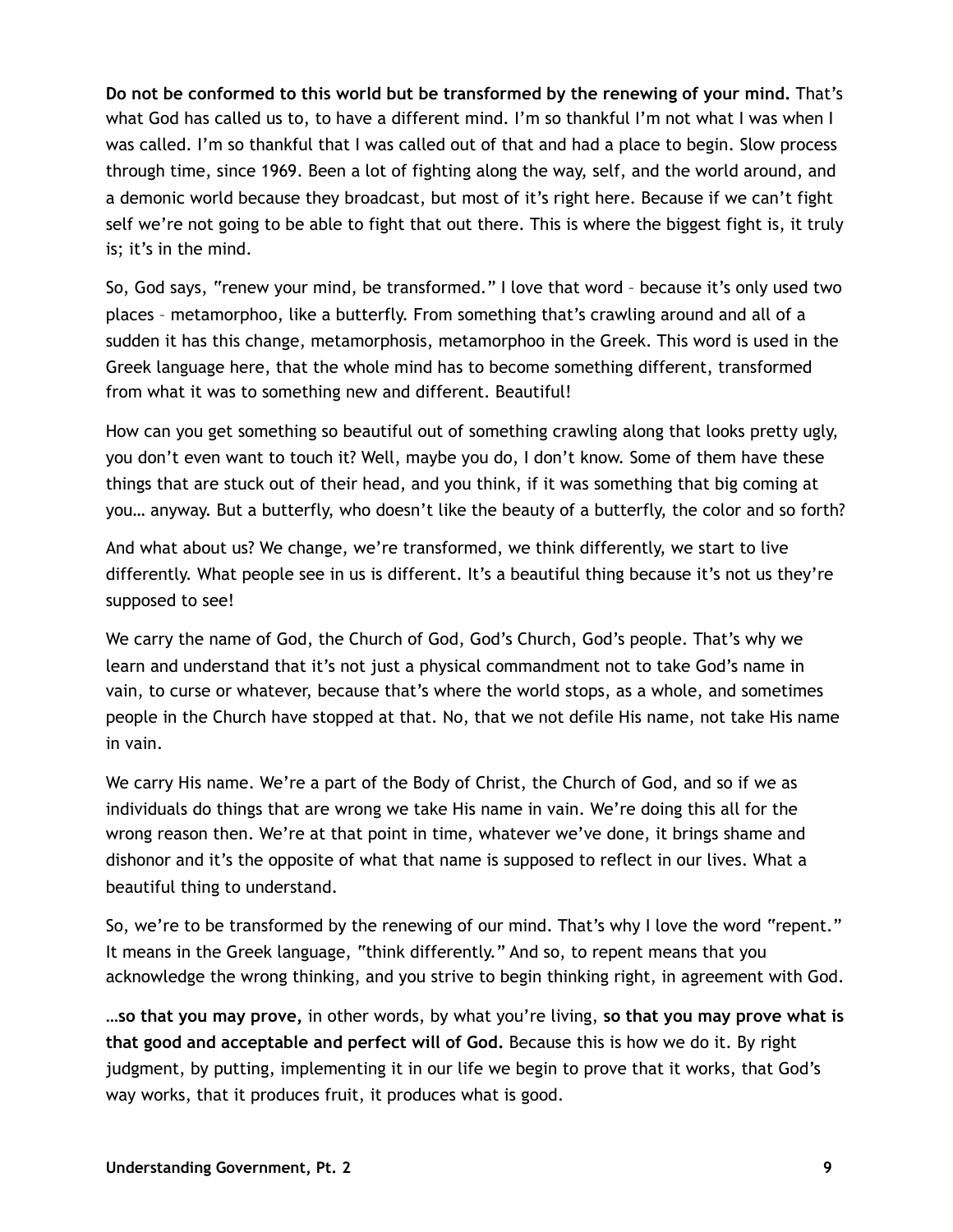**Do not be conformed to this world but be transformed by the renewing of your mind.** That's what God has called us to, to have a different mind. I'm so thankful I'm not what I was when I was called. I'm so thankful that I was called out of that and had a place to begin. Slow process through time, since 1969. Been a lot of fighting along the way, self, and the world around, and a demonic world because they broadcast, but most of it's right here. Because if we can't fight self we're not going to be able to fight that out there. This is where the biggest fight is, it truly is; it's in the mind.

So, God says, "renew your mind, be transformed." I love that word – because it's only used two places – metamorphoo, like a butterfly. From something that's crawling around and all of a sudden it has this change, metamorphosis, metamorphoo in the Greek. This word is used in the Greek language here, that the whole mind has to become something different, transformed from what it was to something new and different. Beautiful!

How can you get something so beautiful out of something crawling along that looks pretty ugly, you don't even want to touch it? Well, maybe you do, I don't know. Some of them have these things that are stuck out of their head, and you think, if it was something that big coming at you… anyway. But a butterfly, who doesn't like the beauty of a butterfly, the color and so forth?

And what about us? We change, we're transformed, we think differently, we start to live differently. What people see in us is different. It's a beautiful thing because it's not us they're supposed to see!

We carry the name of God, the Church of God, God's Church, God's people. That's why we learn and understand that it's not just a physical commandment not to take God's name in vain, to curse or whatever, because that's where the world stops, as a whole, and sometimes people in the Church have stopped at that. No, that we not defile His name, not take His name in vain.

We carry His name. We're a part of the Body of Christ, the Church of God, and so if we as individuals do things that are wrong we take His name in vain. We're doing this all for the wrong reason then. We're at that point in time, whatever we've done, it brings shame and dishonor and it's the opposite of what that name is supposed to reflect in our lives. What a beautiful thing to understand.

So, we're to be transformed by the renewing of our mind. That's why I love the word "repent." It means in the Greek language, "think differently." And so, to repent means that you acknowledge the wrong thinking, and you strive to begin thinking right, in agreement with God.

**…so that you may prove,** in other words, by what you're living, **so that you may prove what is that good and acceptable and perfect will of God.** Because this is how we do it. By right judgment, by putting, implementing it in our life we begin to prove that it works, that God's way works, that it produces fruit, it produces what is good.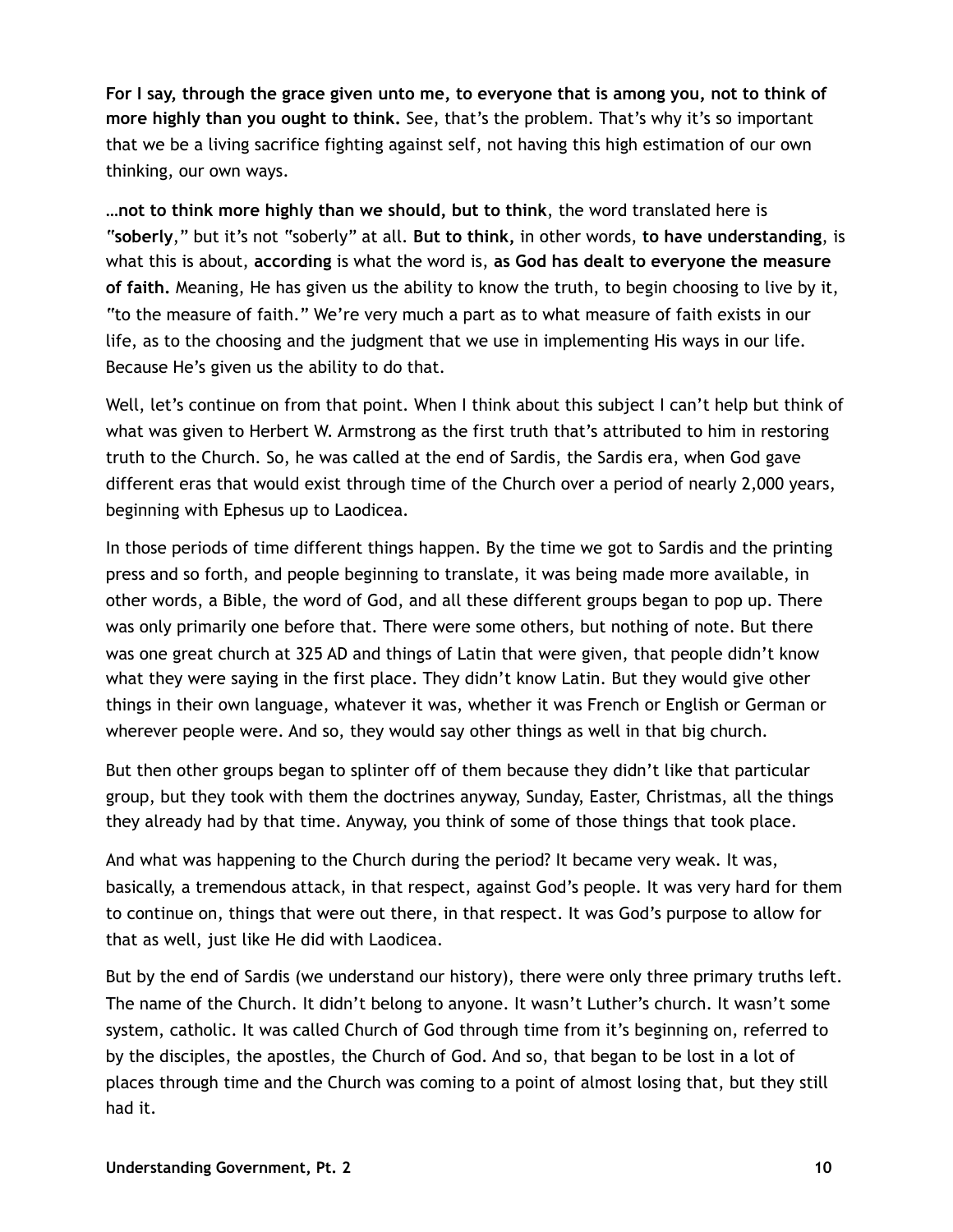**For I say, through the grace given unto me, to everyone that is among you, not to think of more highly than you ought to think.** See, that's the problem. That's why it's so important that we be a living sacrifice fighting against self, not having this high estimation of our own thinking, our own ways.

**…not to think more highly than we should, but to think**, the word translated here is "**soberly**," but it's not "soberly" at all. **But to think,** in other words, **to have understanding**, is what this is about, **according** is what the word is, **as God has dealt to everyone the measure of faith.** Meaning, He has given us the ability to know the truth, to begin choosing to live by it, "to the measure of faith." We're very much a part as to what measure of faith exists in our life, as to the choosing and the judgment that we use in implementing His ways in our life. Because He's given us the ability to do that.

Well, let's continue on from that point. When I think about this subject I can't help but think of what was given to Herbert W. Armstrong as the first truth that's attributed to him in restoring truth to the Church. So, he was called at the end of Sardis, the Sardis era, when God gave different eras that would exist through time of the Church over a period of nearly 2,000 years, beginning with Ephesus up to Laodicea.

In those periods of time different things happen. By the time we got to Sardis and the printing press and so forth, and people beginning to translate, it was being made more available, in other words, a Bible, the word of God, and all these different groups began to pop up. There was only primarily one before that. There were some others, but nothing of note. But there was one great church at 325 AD and things of Latin that were given, that people didn't know what they were saying in the first place. They didn't know Latin. But they would give other things in their own language, whatever it was, whether it was French or English or German or wherever people were. And so, they would say other things as well in that big church.

But then other groups began to splinter off of them because they didn't like that particular group, but they took with them the doctrines anyway, Sunday, Easter, Christmas, all the things they already had by that time. Anyway, you think of some of those things that took place.

And what was happening to the Church during the period? It became very weak. It was, basically, a tremendous attack, in that respect, against God's people. It was very hard for them to continue on, things that were out there, in that respect. It was God's purpose to allow for that as well, just like He did with Laodicea.

But by the end of Sardis (we understand our history), there were only three primary truths left. The name of the Church. It didn't belong to anyone. It wasn't Luther's church. It wasn't some system, catholic. It was called Church of God through time from it's beginning on, referred to by the disciples, the apostles, the Church of God. And so, that began to be lost in a lot of places through time and the Church was coming to a point of almost losing that, but they still had it.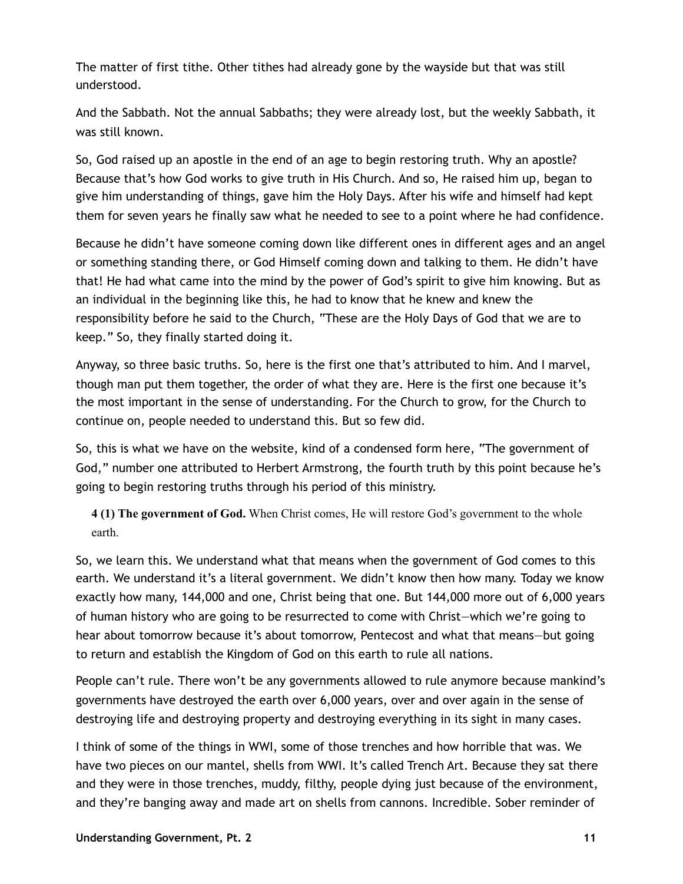The matter of first tithe. Other tithes had already gone by the wayside but that was still understood.

And the Sabbath. Not the annual Sabbaths; they were already lost, but the weekly Sabbath, it was still known.

So, God raised up an apostle in the end of an age to begin restoring truth. Why an apostle? Because that's how God works to give truth in His Church. And so, He raised him up, began to give him understanding of things, gave him the Holy Days. After his wife and himself had kept them for seven years he finally saw what he needed to see to a point where he had confidence.

Because he didn't have someone coming down like different ones in different ages and an angel or something standing there, or God Himself coming down and talking to them. He didn't have that! He had what came into the mind by the power of God's spirit to give him knowing. But as an individual in the beginning like this, he had to know that he knew and knew the responsibility before he said to the Church, "These are the Holy Days of God that we are to keep." So, they finally started doing it.

Anyway, so three basic truths. So, here is the first one that's attributed to him. And I marvel, though man put them together, the order of what they are. Here is the first one because it's the most important in the sense of understanding. For the Church to grow, for the Church to continue on, people needed to understand this. But so few did.

So, this is what we have on the website, kind of a condensed form here, "The government of God," number one attributed to Herbert Armstrong, the fourth truth by this point because he's going to begin restoring truths through his period of this ministry.

> **4 (1) The government of God.** When Christ comes, He will restore God's government to the whole earth.

So, we learn this. We understand what that means when the government of God comes to this earth. We understand it's a literal government. We didn't know then how many. Today we know exactly how many, 144,000 and one, Christ being that one. But 144,000 more out of 6,000 years of human history who are going to be resurrected to come with Christ—which we're going to hear about tomorrow because it's about tomorrow, Pentecost and what that means—but going to return and establish the Kingdom of God on this earth to rule all nations.

People can't rule. There won't be any governments allowed to rule anymore because mankind's governments have destroyed the earth over 6,000 years, over and over again in the sense of destroying life and destroying property and destroying everything in its sight in many cases.

I think of some of the things in WWI, some of those trenches and how horrible that was. We have two pieces on our mantel, shells from WWI. It's called Trench Art. Because they sat there and they were in those trenches, muddy, filthy, people dying just because of the environment, and they're banging away and made art on shells from cannons. Incredible. Sober reminder of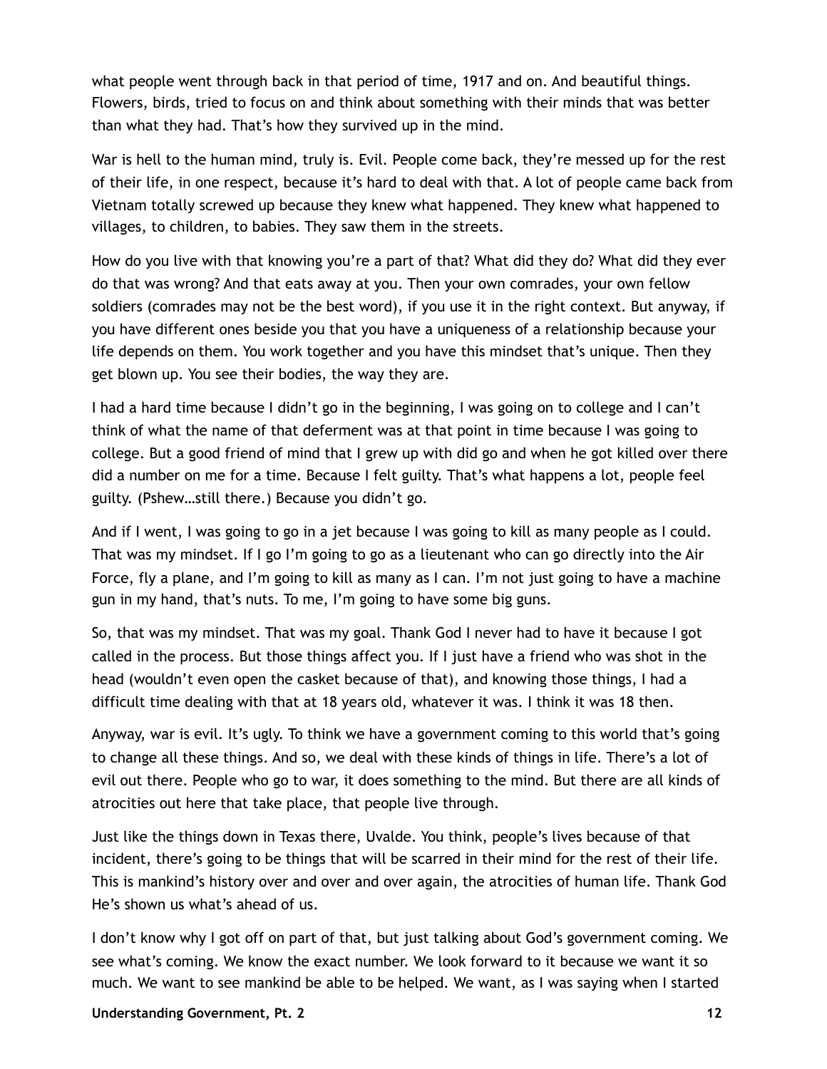what people went through back in that period of time, 1917 and on. And beautiful things. Flowers, birds, tried to focus on and think about something with their minds that was better than what they had. That's how they survived up in the mind.

War is hell to the human mind, truly is. Evil. People come back, they're messed up for the rest of their life, in one respect, because it's hard to deal with that. A lot of people came back from Vietnam totally screwed up because they knew what happened. They knew what happened to villages, to children, to babies. They saw them in the streets.

How do you live with that knowing you're a part of that? What did they do? What did they ever do that was wrong? And that eats away at you. Then your own comrades, your own fellow soldiers (comrades may not be the best word), if you use it in the right context. But anyway, if you have different ones beside you that you have a uniqueness of a relationship because your life depends on them. You work together and you have this mindset that's unique. Then they get blown up. You see their bodies, the way they are.

I had a hard time because I didn't go in the beginning, I was going on to college and I can't think of what the name of that deferment was at that point in time because I was going to college. But a good friend of mind that I grew up with did go and when he got killed over there did a number on me for a time. Because I felt guilty. That's what happens a lot, people feel guilty. (Pshew…still there.) Because you didn't go.

And if I went, I was going to go in a jet because I was going to kill as many people as I could. That was my mindset. If I go I'm going to go as a lieutenant who can go directly into the Air Force, fly a plane, and I'm going to kill as many as I can. I'm not just going to have a machine gun in my hand, that's nuts. To me, I'm going to have some big guns.

So, that was my mindset. That was my goal. Thank God I never had to have it because I got called in the process. But those things affect you. If I just have a friend who was shot in the head (wouldn't even open the casket because of that), and knowing those things, I had a difficult time dealing with that at 18 years old, whatever it was. I think it was 18 then.

Anyway, war is evil. It's ugly. To think we have a government coming to this world that's going to change all these things. And so, we deal with these kinds of things in life. There's a lot of evil out there. People who go to war, it does something to the mind. But there are all kinds of atrocities out here that take place, that people live through.

Just like the things down in Texas there, Uvalde. You think, people's lives because of that incident, there's going to be things that will be scarred in their mind for the rest of their life. This is mankind's history over and over and over again, the atrocities of human life. Thank God He's shown us what's ahead of us.

I don't know why I got off on part of that, but just talking about God's government coming. We see what's coming. We know the exact number. We look forward to it because we want it so much. We want to see mankind be able to be helped. We want, as I was saying when I started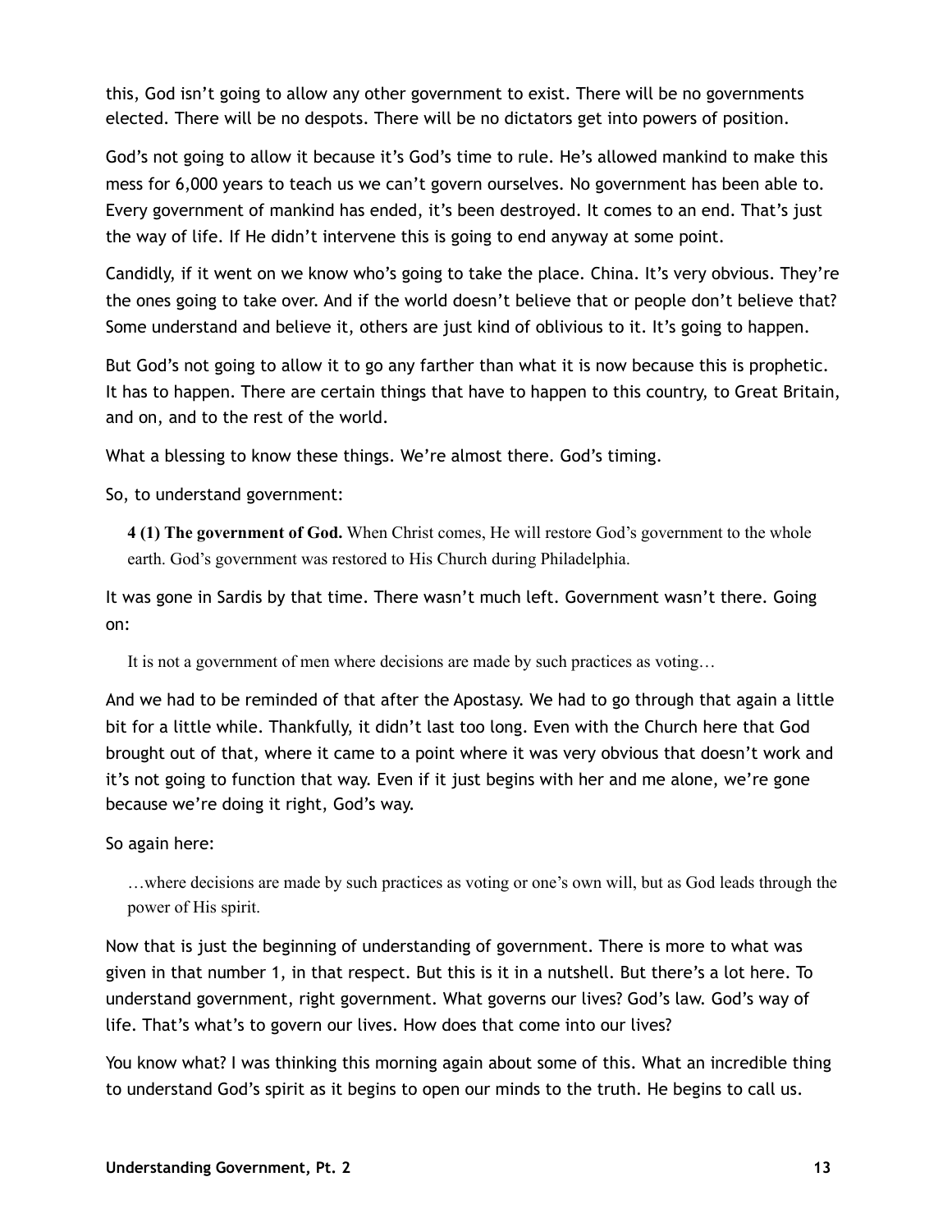this, God isn't going to allow any other government to exist. There will be no governments elected. There will be no despots. There will be no dictators get into powers of position.

God's not going to allow it because it's God's time to rule. He's allowed mankind to make this mess for 6,000 years to teach us we can't govern ourselves. No government has been able to. Every government of mankind has ended, it's been destroyed. It comes to an end. That's just the way of life. If He didn't intervene this is going to end anyway at some point.

Candidly, if it went on we know who's going to take the place. China. It's very obvious. They're the ones going to take over. And if the world doesn't believe that or people don't believe that? Some understand and believe it, others are just kind of oblivious to it. It's going to happen.

But God's not going to allow it to go any farther than what it is now because this is prophetic. It has to happen. There are certain things that have to happen to this country, to Great Britain, and on, and to the rest of the world.

What a blessing to know these things. We're almost there. God's timing.

So, to understand government:

> **4 (1) The government of God.** When Christ comes, He will restore God's government to the whole earth. God's government was restored to His Church during Philadelphia.

It was gone in Sardis by that time. There wasn't much left. Government wasn't there. Going on:

> It is not a government of men where decisions are made by such practices as voting…

And we had to be reminded of that after the Apostasy. We had to go through that again a little bit for a little while. Thankfully, it didn't last too long. Even with the Church here that God brought out of that, where it came to a point where it was very obvious that doesn't work and it's not going to function that way. Even if it just begins with her and me alone, we're gone because we're doing it right, God's way.

So again here:

> …where decisions are made by such practices as voting or one's own will, but as God leads through the power of His spirit.

Now that is just the beginning of understanding of government. There is more to what was given in that number 1, in that respect. But this is it in a nutshell. But there's a lot here. To understand government, right government. What governs our lives? God's law. God's way of life. That's what's to govern our lives. How does that come into our lives?

You know what? I was thinking this morning again about some of this. What an incredible thing to understand God's spirit as it begins to open our minds to the truth. He begins to call us.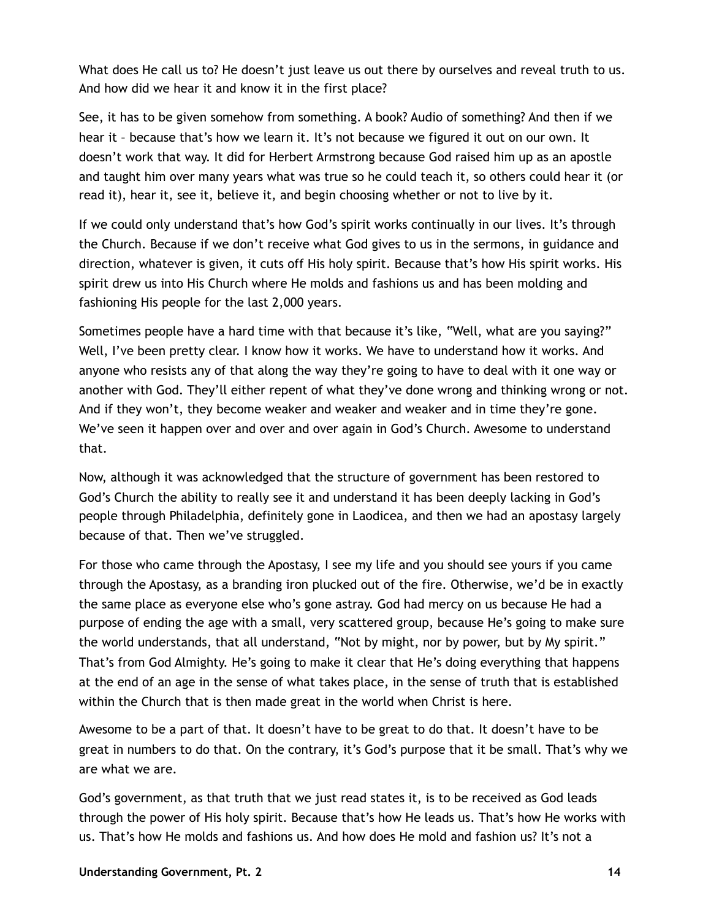What does He call us to? He doesn't just leave us out there by ourselves and reveal truth to us. And how did we hear it and know it in the first place?

See, it has to be given somehow from something. A book? Audio of something? And then if we hear it – because that's how we learn it. It's not because we figured it out on our own. It doesn't work that way. It did for Herbert Armstrong because God raised him up as an apostle and taught him over many years what was true so he could teach it, so others could hear it (or read it), hear it, see it, believe it, and begin choosing whether or not to live by it.

If we could only understand that's how God's spirit works continually in our lives. It's through the Church. Because if we don't receive what God gives to us in the sermons, in guidance and direction, whatever is given, it cuts off His holy spirit. Because that's how His spirit works. His spirit drew us into His Church where He molds and fashions us and has been molding and fashioning His people for the last 2,000 years.

Sometimes people have a hard time with that because it's like, "Well, what are you saying?" Well, I've been pretty clear. I know how it works. We have to understand how it works. And anyone who resists any of that along the way they're going to have to deal with it one way or another with God. They'll either repent of what they've done wrong and thinking wrong or not. And if they won't, they become weaker and weaker and weaker and in time they're gone. We've seen it happen over and over and over again in God's Church. Awesome to understand that.

Now, although it was acknowledged that the structure of government has been restored to God's Church the ability to really see it and understand it has been deeply lacking in God's people through Philadelphia, definitely gone in Laodicea, and then we had an apostasy largely because of that. Then we've struggled.

For those who came through the Apostasy, I see my life and you should see yours if you came through the Apostasy, as a branding iron plucked out of the fire. Otherwise, we'd be in exactly the same place as everyone else who's gone astray. God had mercy on us because He had a purpose of ending the age with a small, very scattered group, because He's going to make sure the world understands, that all understand, "Not by might, nor by power, but by My spirit." That's from God Almighty. He's going to make it clear that He's doing everything that happens at the end of an age in the sense of what takes place, in the sense of truth that is established within the Church that is then made great in the world when Christ is here.

Awesome to be a part of that. It doesn't have to be great to do that. It doesn't have to be great in numbers to do that. On the contrary, it's God's purpose that it be small. That's why we are what we are.

God's government, as that truth that we just read states it, is to be received as God leads through the power of His holy spirit. Because that's how He leads us. That's how He works with us. That's how He molds and fashions us. And how does He mold and fashion us? It's not a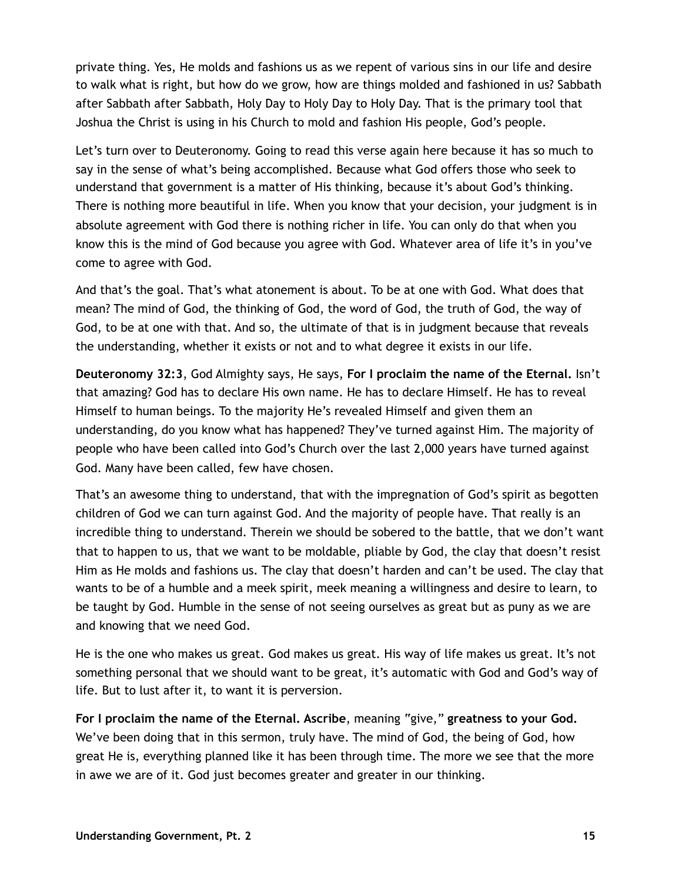private thing. Yes, He molds and fashions us as we repent of various sins in our life and desire to walk what is right, but how do we grow, how are things molded and fashioned in us? Sabbath after Sabbath after Sabbath, Holy Day to Holy Day to Holy Day. That is the primary tool that Joshua the Christ is using in his Church to mold and fashion His people, God's people.

Let's turn over to Deuteronomy. Going to read this verse again here because it has so much to say in the sense of what's being accomplished. Because what God offers those who seek to understand that government is a matter of His thinking, because it's about God's thinking. There is nothing more beautiful in life. When you know that your decision, your judgment is in absolute agreement with God there is nothing richer in life. You can only do that when you know this is the mind of God because you agree with God. Whatever area of life it's in you've come to agree with God.

And that's the goal. That's what atonement is about. To be at one with God. What does that mean? The mind of God, the thinking of God, the word of God, the truth of God, the way of God, to be at one with that. And so, the ultimate of that is in judgment because that reveals the understanding, whether it exists or not and to what degree it exists in our life.

**Deuteronomy 32:3**, God Almighty says, He says, **For I proclaim the name of the Eternal.** Isn't that amazing? God has to declare His own name. He has to declare Himself. He has to reveal Himself to human beings. To the majority He's revealed Himself and given them an understanding, do you know what has happened? They've turned against Him. The majority of people who have been called into God's Church over the last 2,000 years have turned against God. Many have been called, few have chosen.

That's an awesome thing to understand, that with the impregnation of God's spirit as begotten children of God we can turn against God. And the majority of people have. That really is an incredible thing to understand. Therein we should be sobered to the battle, that we don't want that to happen to us, that we want to be moldable, pliable by God, the clay that doesn't resist Him as He molds and fashions us. The clay that doesn't harden and can't be used. The clay that wants to be of a humble and a meek spirit, meek meaning a willingness and desire to learn, to be taught by God. Humble in the sense of not seeing ourselves as great but as puny as we are and knowing that we need God.

He is the one who makes us great. God makes us great. His way of life makes us great. It's not something personal that we should want to be great, it's automatic with God and God's way of life. But to lust after it, to want it is perversion.

**For I proclaim the name of the Eternal. Ascribe**, meaning "give," **greatness to your God.** We've been doing that in this sermon, truly have. The mind of God, the being of God, how great He is, everything planned like it has been through time. The more we see that the more in awe we are of it. God just becomes greater and greater in our thinking.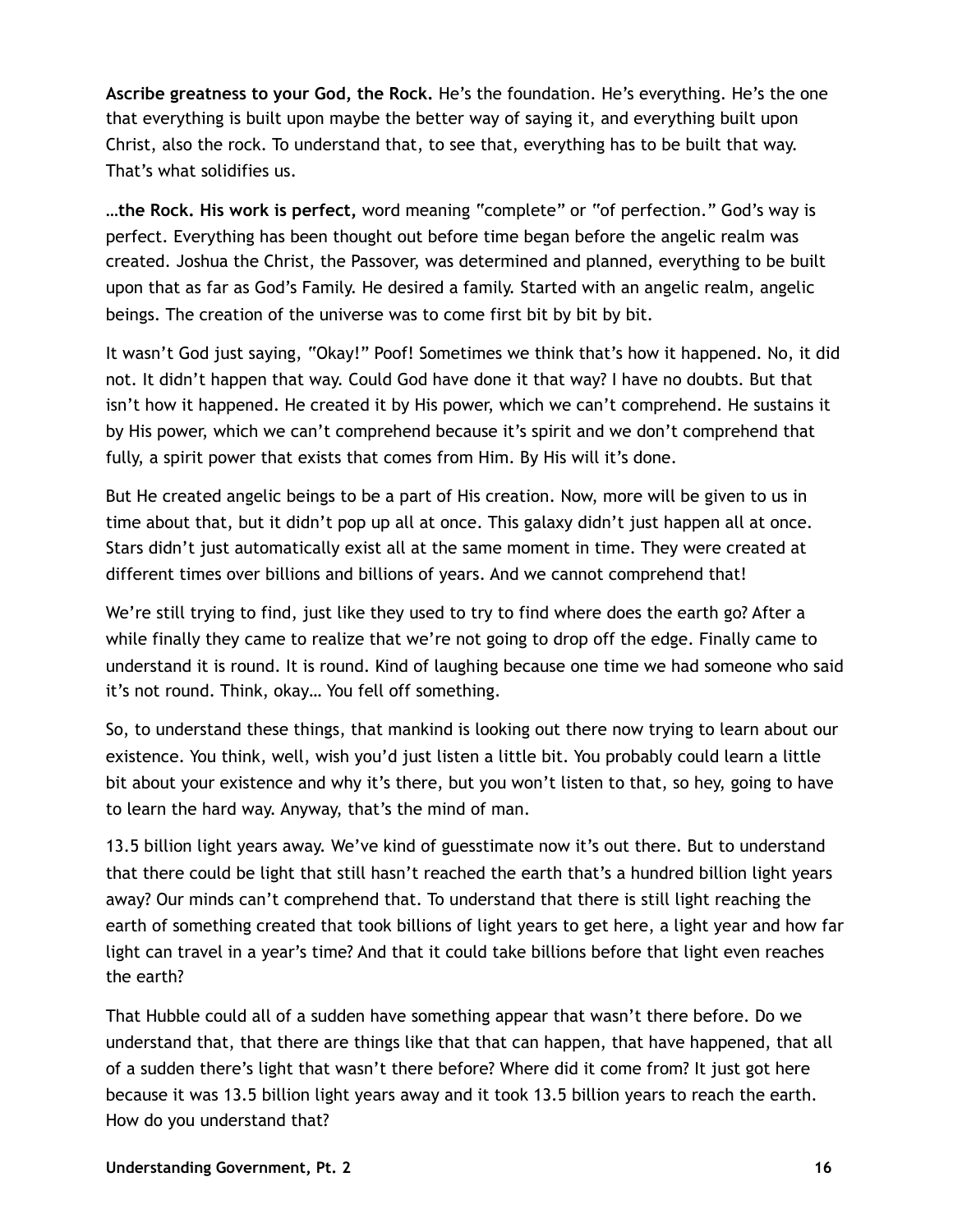**Ascribe greatness to your God, the Rock.** He's the foundation. He's everything. He's the one that everything is built upon maybe the better way of saying it, and everything built upon Christ, also the rock. To understand that, to see that, everything has to be built that way. That's what solidifies us.

**…the Rock. His work is perfect,** word meaning "complete" or "of perfection." God's way is perfect. Everything has been thought out before time began before the angelic realm was created. Joshua the Christ, the Passover, was determined and planned, everything to be built upon that as far as God's Family. He desired a family. Started with an angelic realm, angelic beings. The creation of the universe was to come first bit by bit by bit.

It wasn't God just saying, "Okay!" Poof! Sometimes we think that's how it happened. No, it did not. It didn't happen that way. Could God have done it that way? I have no doubts. But that isn't how it happened. He created it by His power, which we can't comprehend. He sustains it by His power, which we can't comprehend because it's spirit and we don't comprehend that fully, a spirit power that exists that comes from Him. By His will it's done.

But He created angelic beings to be a part of His creation. Now, more will be given to us in time about that, but it didn't pop up all at once. This galaxy didn't just happen all at once. Stars didn't just automatically exist all at the same moment in time. They were created at different times over billions and billions of years. And we cannot comprehend that!

We're still trying to find, just like they used to try to find where does the earth go? After a while finally they came to realize that we're not going to drop off the edge. Finally came to understand it is round. It is round. Kind of laughing because one time we had someone who said it's not round. Think, okay… You fell off something.

So, to understand these things, that mankind is looking out there now trying to learn about our existence. You think, well, wish you'd just listen a little bit. You probably could learn a little bit about your existence and why it's there, but you won't listen to that, so hey, going to have to learn the hard way. Anyway, that's the mind of man.

13.5 billion light years away. We've kind of guesstimate now it's out there. But to understand that there could be light that still hasn't reached the earth that's a hundred billion light years away? Our minds can't comprehend that. To understand that there is still light reaching the earth of something created that took billions of light years to get here, a light year and how far light can travel in a year's time? And that it could take billions before that light even reaches the earth?

That Hubble could all of a sudden have something appear that wasn't there before. Do we understand that, that there are things like that that can happen, that have happened, that all of a sudden there's light that wasn't there before? Where did it come from? It just got here because it was 13.5 billion light years away and it took 13.5 billion years to reach the earth. How do you understand that?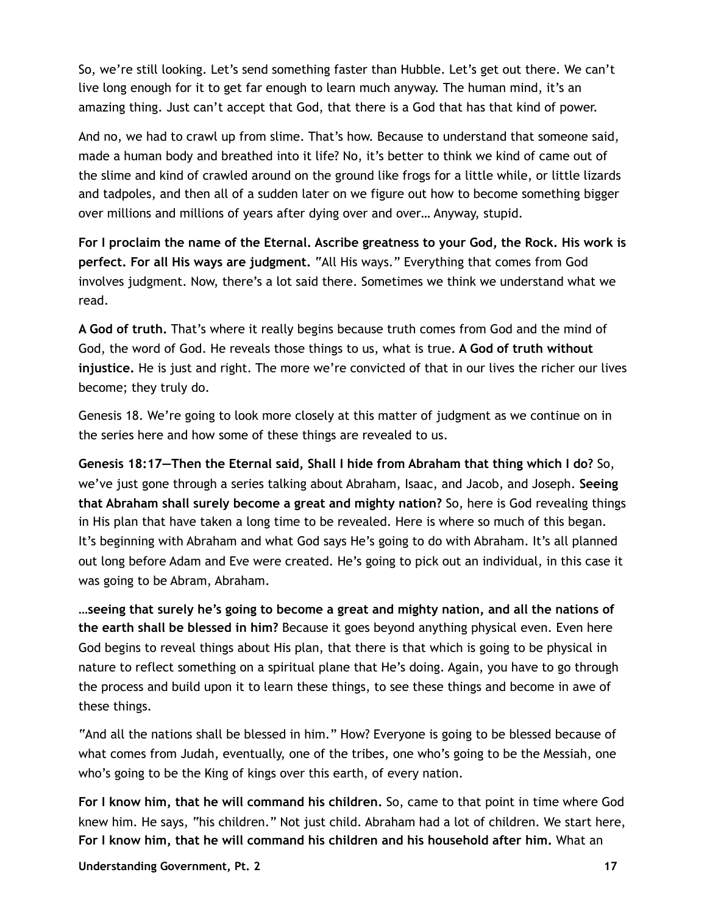So, we're still looking. Let's send something faster than Hubble. Let's get out there. We can't live long enough for it to get far enough to learn much anyway. The human mind, it's an amazing thing. Just can't accept that God, that there is a God that has that kind of power.

And no, we had to crawl up from slime. That's how. Because to understand that someone said, made a human body and breathed into it life? No, it's better to think we kind of came out of the slime and kind of crawled around on the ground like frogs for a little while, or little lizards and tadpoles, and then all of a sudden later on we figure out how to become something bigger over millions and millions of years after dying over and over… Anyway, stupid.

**For I proclaim the name of the Eternal. Ascribe greatness to your God, the Rock. His work is perfect. For all His ways are judgment.** "All His ways." Everything that comes from God involves judgment. Now, there's a lot said there. Sometimes we think we understand what we read.

**A God of truth.** That's where it really begins because truth comes from God and the mind of God, the word of God. He reveals those things to us, what is true. **A God of truth without injustice.** He is just and right. The more we're convicted of that in our lives the richer our lives become; they truly do.

Genesis 18. We're going to look more closely at this matter of judgment as we continue on in the series here and how some of these things are revealed to us.

**Genesis 18:17—Then the Eternal said, Shall I hide from Abraham that thing which I do?** So, we've just gone through a series talking about Abraham, Isaac, and Jacob, and Joseph. **Seeing that Abraham shall surely become a great and mighty nation?** So, here is God revealing things in His plan that have taken a long time to be revealed. Here is where so much of this began. It's beginning with Abraham and what God says He's going to do with Abraham. It's all planned out long before Adam and Eve were created. He's going to pick out an individual, in this case it was going to be Abram, Abraham.

**…seeing that surely he's going to become a great and mighty nation, and all the nations of the earth shall be blessed in him?** Because it goes beyond anything physical even. Even here God begins to reveal things about His plan, that there is that which is going to be physical in nature to reflect something on a spiritual plane that He's doing. Again, you have to go through the process and build upon it to learn these things, to see these things and become in awe of these things.

"And all the nations shall be blessed in him." How? Everyone is going to be blessed because of what comes from Judah, eventually, one of the tribes, one who's going to be the Messiah, one who's going to be the King of kings over this earth, of every nation.

**For I know him, that he will command his children.** So, came to that point in time where God knew him. He says, "his children." Not just child. Abraham had a lot of children. We start here, **For I know him, that he will command his children and his household after him.** What an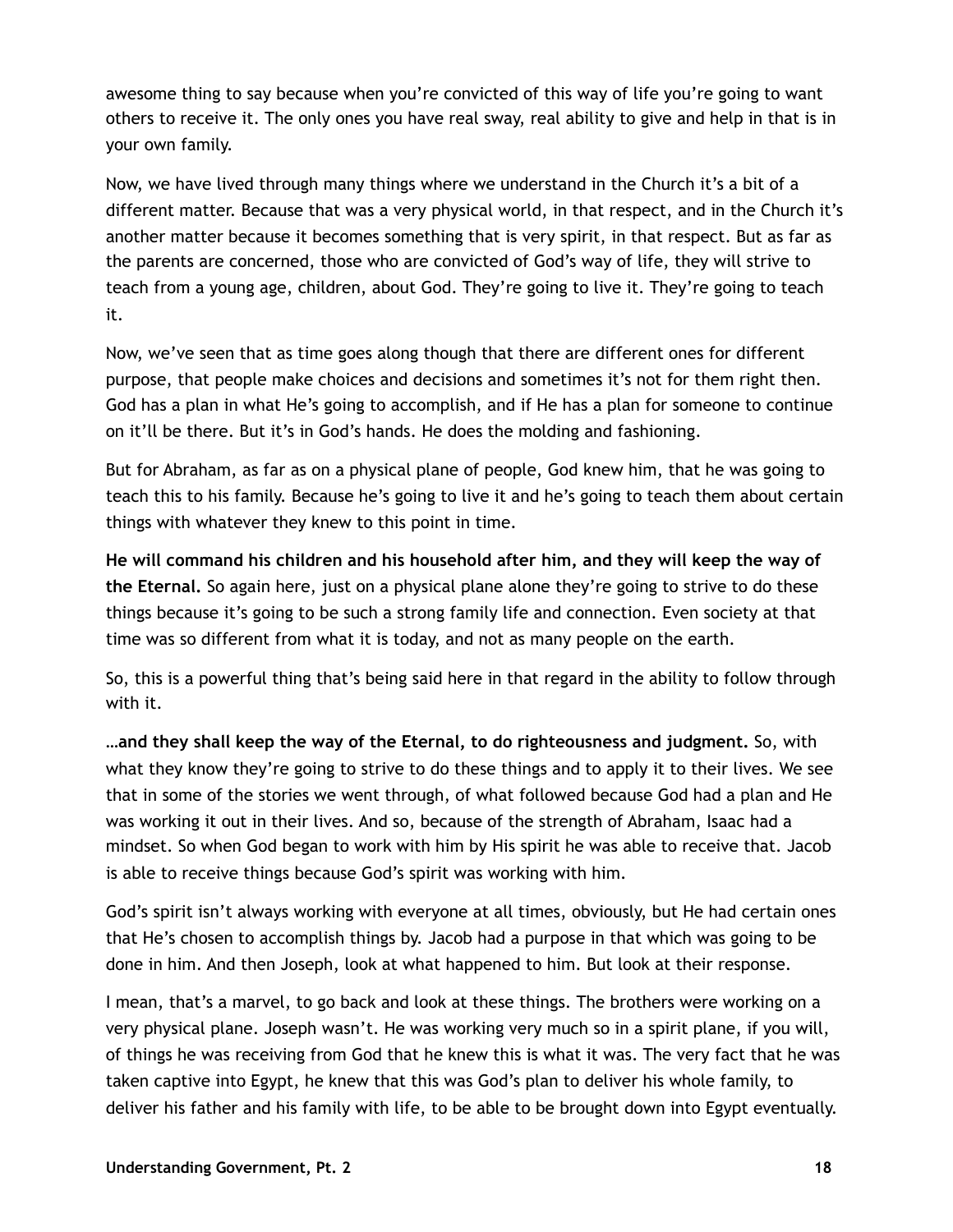awesome thing to say because when you're convicted of this way of life you're going to want others to receive it. The only ones you have real sway, real ability to give and help in that is in your own family.

Now, we have lived through many things where we understand in the Church it's a bit of a different matter. Because that was a very physical world, in that respect, and in the Church it's another matter because it becomes something that is very spirit, in that respect. But as far as the parents are concerned, those who are convicted of God's way of life, they will strive to teach from a young age, children, about God. They're going to live it. They're going to teach it.

Now, we've seen that as time goes along though that there are different ones for different purpose, that people make choices and decisions and sometimes it's not for them right then. God has a plan in what He's going to accomplish, and if He has a plan for someone to continue on it'll be there. But it's in God's hands. He does the molding and fashioning.

But for Abraham, as far as on a physical plane of people, God knew him, that he was going to teach this to his family. Because he's going to live it and he's going to teach them about certain things with whatever they knew to this point in time.

**He will command his children and his household after him, and they will keep the way of the Eternal.** So again here, just on a physical plane alone they're going to strive to do these things because it's going to be such a strong family life and connection. Even society at that time was so different from what it is today, and not as many people on the earth.

So, this is a powerful thing that's being said here in that regard in the ability to follow through with it.

**…and they shall keep the way of the Eternal, to do righteousness and judgment.** So, with what they know they're going to strive to do these things and to apply it to their lives. We see that in some of the stories we went through, of what followed because God had a plan and He was working it out in their lives. And so, because of the strength of Abraham, Isaac had a mindset. So when God began to work with him by His spirit he was able to receive that. Jacob is able to receive things because God's spirit was working with him.

God's spirit isn't always working with everyone at all times, obviously, but He had certain ones that He's chosen to accomplish things by. Jacob had a purpose in that which was going to be done in him. And then Joseph, look at what happened to him. But look at their response.

I mean, that's a marvel, to go back and look at these things. The brothers were working on a very physical plane. Joseph wasn't. He was working very much so in a spirit plane, if you will, of things he was receiving from God that he knew this is what it was. The very fact that he was taken captive into Egypt, he knew that this was God's plan to deliver his whole family, to deliver his father and his family with life, to be able to be brought down into Egypt eventually.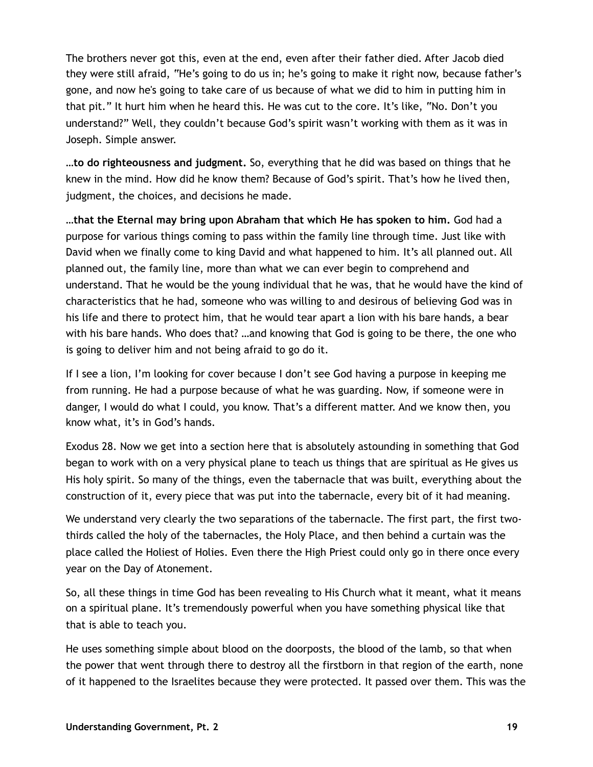The brothers never got this, even at the end, even after their father died. After Jacob died they were still afraid, "He's going to do us in; he's going to make it right now, because father's gone, and now he's going to take care of us because of what we did to him in putting him in that pit." It hurt him when he heard this. He was cut to the core. It's like, "No. Don't you understand?" Well, they couldn't because God's spirit wasn't working with them as it was in Joseph. Simple answer.

**…to do righteousness and judgment.** So, everything that he did was based on things that he knew in the mind. How did he know them? Because of God's spirit. That's how he lived then, judgment, the choices, and decisions he made.

**…that the Eternal may bring upon Abraham that which He has spoken to him.** God had a purpose for various things coming to pass within the family line through time. Just like with David when we finally come to king David and what happened to him. It's all planned out. All planned out, the family line, more than what we can ever begin to comprehend and understand. That he would be the young individual that he was, that he would have the kind of characteristics that he had, someone who was willing to and desirous of believing God was in his life and there to protect him, that he would tear apart a lion with his bare hands, a bear with his bare hands. Who does that? …and knowing that God is going to be there, the one who is going to deliver him and not being afraid to go do it.

If I see a lion, I'm looking for cover because I don't see God having a purpose in keeping me from running. He had a purpose because of what he was guarding. Now, if someone were in danger, I would do what I could, you know. That's a different matter. And we know then, you know what, it's in God's hands.

Exodus 28. Now we get into a section here that is absolutely astounding in something that God began to work with on a very physical plane to teach us things that are spiritual as He gives us His holy spirit. So many of the things, even the tabernacle that was built, everything about the construction of it, every piece that was put into the tabernacle, every bit of it had meaning.

We understand very clearly the two separations of the tabernacle. The first part, the first two-thirds called the holy of the tabernacles, the Holy Place, and then behind a curtain was the place called the Holiest of Holies. Even there the High Priest could only go in there once every year on the Day of Atonement.

So, all these things in time God has been revealing to His Church what it meant, what it means on a spiritual plane. It's tremendously powerful when you have something physical like that that is able to teach you.

He uses something simple about blood on the doorposts, the blood of the lamb, so that when the power that went through there to destroy all the firstborn in that region of the earth, none of it happened to the Israelites because they were protected. It passed over them. This was the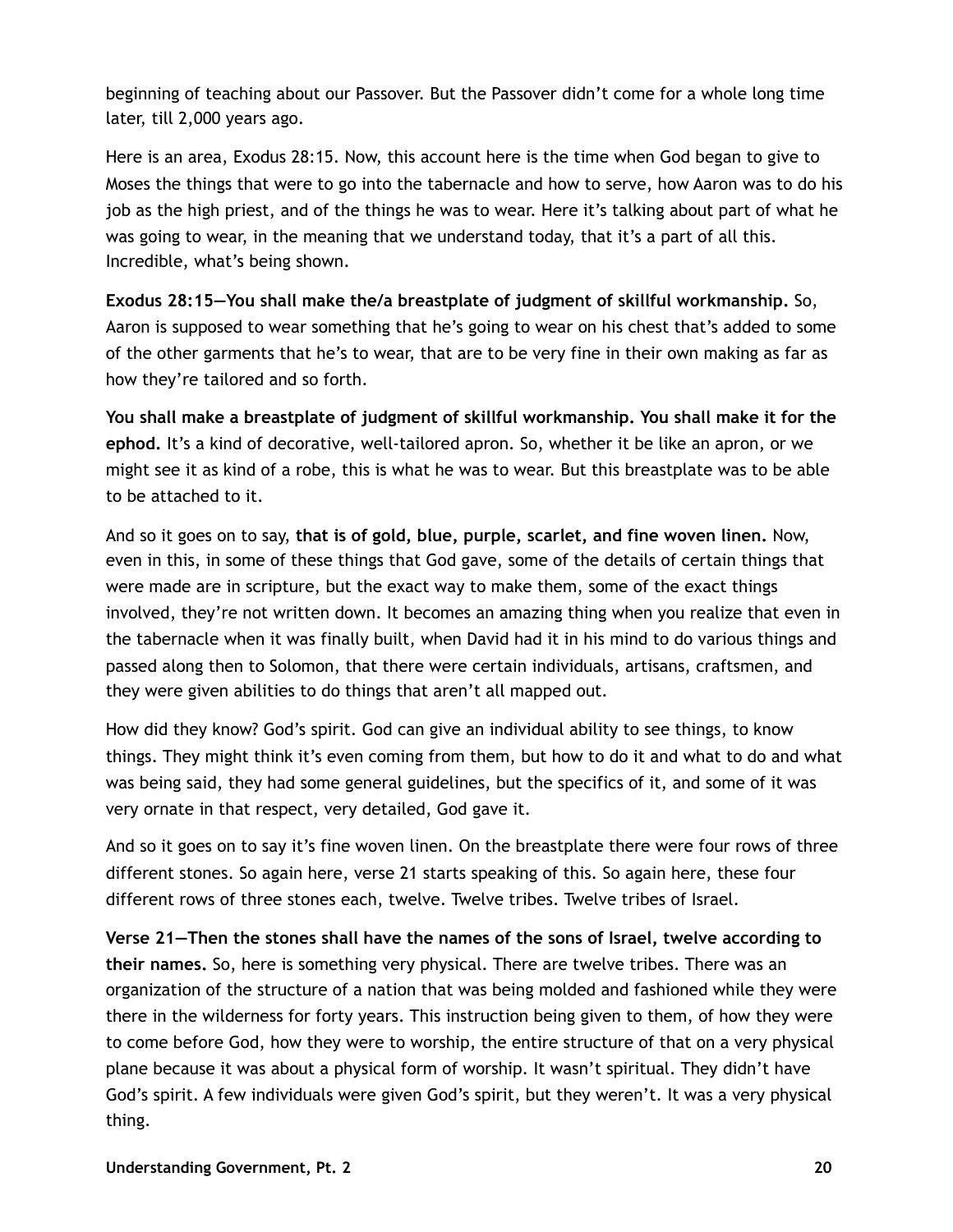beginning of teaching about our Passover. But the Passover didn't come for a whole long time later, till 2,000 years ago.

Here is an area, Exodus 28:15. Now, this account here is the time when God began to give to Moses the things that were to go into the tabernacle and how to serve, how Aaron was to do his job as the high priest, and of the things he was to wear. Here it's talking about part of what he was going to wear, in the meaning that we understand today, that it's a part of all this. Incredible, what's being shown.

**Exodus 28:15—You shall make the/a breastplate of judgment of skillful workmanship.** So, Aaron is supposed to wear something that he's going to wear on his chest that's added to some of the other garments that he's to wear, that are to be very fine in their own making as far as how they're tailored and so forth.

**You shall make a breastplate of judgment of skillful workmanship. You shall make it for the ephod.** It's a kind of decorative, well-tailored apron. So, whether it be like an apron, or we might see it as kind of a robe, this is what he was to wear. But this breastplate was to be able to be attached to it.

And so it goes on to say, **that is of gold, blue, purple, scarlet, and fine woven linen.** Now, even in this, in some of these things that God gave, some of the details of certain things that were made are in scripture, but the exact way to make them, some of the exact things involved, they're not written down. It becomes an amazing thing when you realize that even in the tabernacle when it was finally built, when David had it in his mind to do various things and passed along then to Solomon, that there were certain individuals, artisans, craftsmen, and they were given abilities to do things that aren't all mapped out.

How did they know? God's spirit. God can give an individual ability to see things, to know things. They might think it's even coming from them, but how to do it and what to do and what was being said, they had some general guidelines, but the specifics of it, and some of it was very ornate in that respect, very detailed, God gave it.

And so it goes on to say it's fine woven linen. On the breastplate there were four rows of three different stones. So again here, verse 21 starts speaking of this. So again here, these four different rows of three stones each, twelve. Twelve tribes. Twelve tribes of Israel.

**Verse 21—Then the stones shall have the names of the sons of Israel, twelve according to their names.** So, here is something very physical. There are twelve tribes. There was an organization of the structure of a nation that was being molded and fashioned while they were there in the wilderness for forty years. This instruction being given to them, of how they were to come before God, how they were to worship, the entire structure of that on a very physical plane because it was about a physical form of worship. It wasn't spiritual. They didn't have God's spirit. A few individuals were given God's spirit, but they weren't. It was a very physical thing.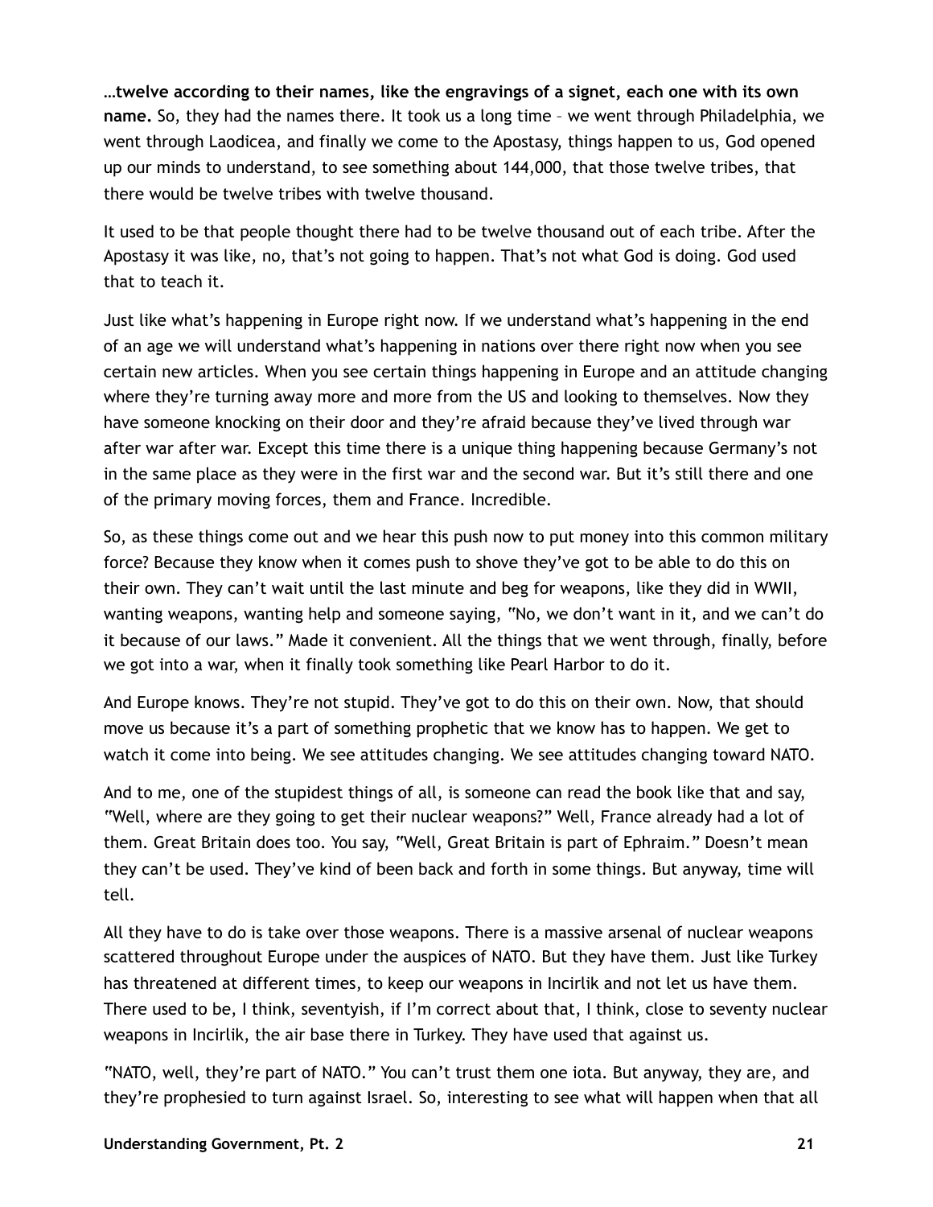**…twelve according to their names, like the engravings of a signet, each one with its own name.** So, they had the names there. It took us a long time – we went through Philadelphia, we went through Laodicea, and finally we come to the Apostasy, things happen to us, God opened up our minds to understand, to see something about 144,000, that those twelve tribes, that there would be twelve tribes with twelve thousand.

It used to be that people thought there had to be twelve thousand out of each tribe. After the Apostasy it was like, no, that's not going to happen. That's not what God is doing. God used that to teach it.

Just like what's happening in Europe right now. If we understand what's happening in the end of an age we will understand what's happening in nations over there right now when you see certain new articles. When you see certain things happening in Europe and an attitude changing where they're turning away more and more from the US and looking to themselves. Now they have someone knocking on their door and they're afraid because they've lived through war after war after war. Except this time there is a unique thing happening because Germany's not in the same place as they were in the first war and the second war. But it's still there and one of the primary moving forces, them and France. Incredible.

So, as these things come out and we hear this push now to put money into this common military force? Because they know when it comes push to shove they've got to be able to do this on their own. They can't wait until the last minute and beg for weapons, like they did in WWII, wanting weapons, wanting help and someone saying, "No, we don't want in it, and we can't do it because of our laws." Made it convenient. All the things that we went through, finally, before we got into a war, when it finally took something like Pearl Harbor to do it.

And Europe knows. They're not stupid. They've got to do this on their own. Now, that should move us because it's a part of something prophetic that we know has to happen. We get to watch it come into being. We see attitudes changing. We see attitudes changing toward NATO.

And to me, one of the stupidest things of all, is someone can read the book like that and say, "Well, where are they going to get their nuclear weapons?" Well, France already had a lot of them. Great Britain does too. You say, "Well, Great Britain is part of Ephraim." Doesn't mean they can't be used. They've kind of been back and forth in some things. But anyway, time will tell.

All they have to do is take over those weapons. There is a massive arsenal of nuclear weapons scattered throughout Europe under the auspices of NATO. But they have them. Just like Turkey has threatened at different times, to keep our weapons in Incirlik and not let us have them. There used to be, I think, seventyish, if I'm correct about that, I think, close to seventy nuclear weapons in Incirlik, the air base there in Turkey. They have used that against us.

"NATO, well, they're part of NATO." You can't trust them one iota. But anyway, they are, and they're prophesied to turn against Israel. So, interesting to see what will happen when that all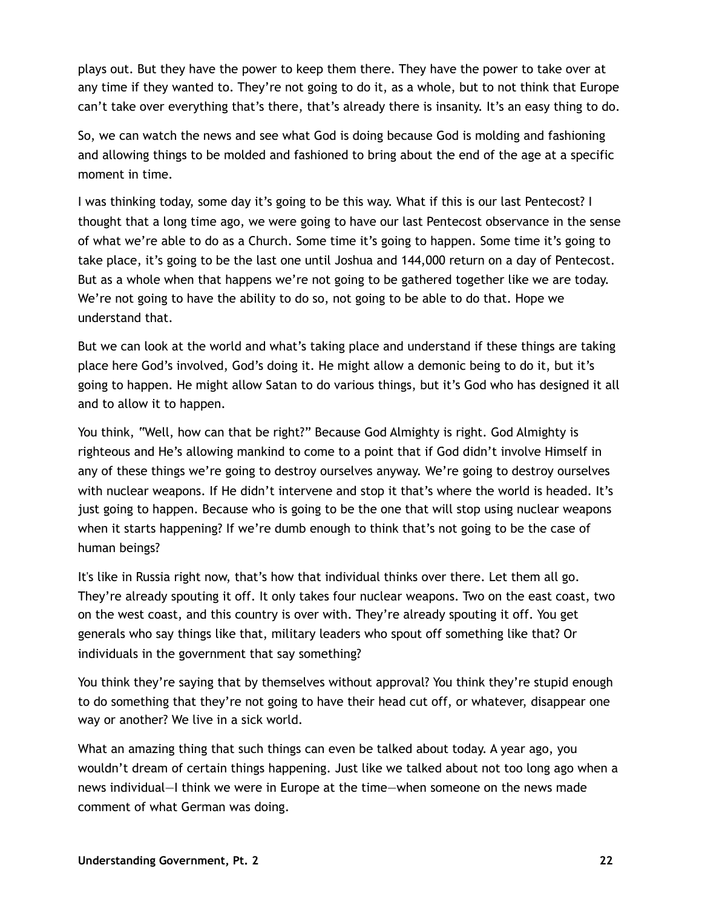plays out. But they have the power to keep them there. They have the power to take over at any time if they wanted to. They're not going to do it, as a whole, but to not think that Europe can't take over everything that's there, that's already there is insanity. It's an easy thing to do.

So, we can watch the news and see what God is doing because God is molding and fashioning and allowing things to be molded and fashioned to bring about the end of the age at a specific moment in time.

I was thinking today, some day it's going to be this way. What if this is our last Pentecost? I thought that a long time ago, we were going to have our last Pentecost observance in the sense of what we're able to do as a Church. Some time it's going to happen. Some time it's going to take place, it's going to be the last one until Joshua and 144,000 return on a day of Pentecost. But as a whole when that happens we're not going to be gathered together like we are today. We're not going to have the ability to do so, not going to be able to do that. Hope we understand that.

But we can look at the world and what's taking place and understand if these things are taking place here God's involved, God's doing it. He might allow a demonic being to do it, but it's going to happen. He might allow Satan to do various things, but it's God who has designed it all and to allow it to happen.

You think, "Well, how can that be right?" Because God Almighty is right. God Almighty is righteous and He's allowing mankind to come to a point that if God didn't involve Himself in any of these things we're going to destroy ourselves anyway. We're going to destroy ourselves with nuclear weapons. If He didn't intervene and stop it that's where the world is headed. It's just going to happen. Because who is going to be the one that will stop using nuclear weapons when it starts happening? If we're dumb enough to think that's not going to be the case of human beings?

It's like in Russia right now, that's how that individual thinks over there. Let them all go. They're already spouting it off. It only takes four nuclear weapons. Two on the east coast, two on the west coast, and this country is over with. They're already spouting it off. You get generals who say things like that, military leaders who spout off something like that? Or individuals in the government that say something?

You think they're saying that by themselves without approval? You think they're stupid enough to do something that they're not going to have their head cut off, or whatever, disappear one way or another? We live in a sick world.

What an amazing thing that such things can even be talked about today. A year ago, you wouldn't dream of certain things happening. Just like we talked about not too long ago when a news individual—I think we were in Europe at the time—when someone on the news made comment of what German was doing.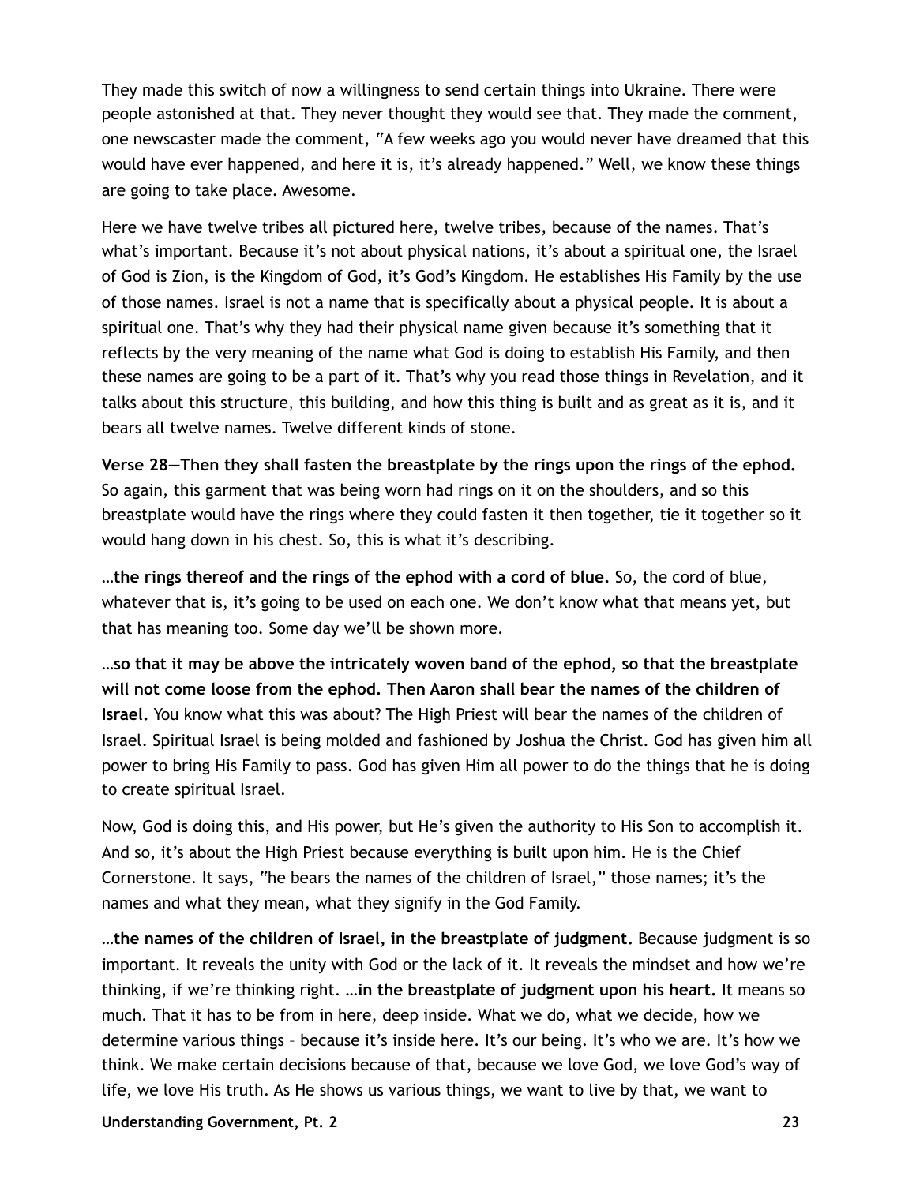They made this switch of now a willingness to send certain things into Ukraine. There were people astonished at that. They never thought they would see that. They made the comment, one newscaster made the comment, "A few weeks ago you would never have dreamed that this would have ever happened, and here it is, it's already happened." Well, we know these things are going to take place. Awesome.

Here we have twelve tribes all pictured here, twelve tribes, because of the names. That's what's important. Because it's not about physical nations, it's about a spiritual one, the Israel of God is Zion, is the Kingdom of God, it's God's Kingdom. He establishes His Family by the use of those names. Israel is not a name that is specifically about a physical people. It is about a spiritual one. That's why they had their physical name given because it's something that it reflects by the very meaning of the name what God is doing to establish His Family, and then these names are going to be a part of it. That's why you read those things in Revelation, and it talks about this structure, this building, and how this thing is built and as great as it is, and it bears all twelve names. Twelve different kinds of stone.

**Verse 28—Then they shall fasten the breastplate by the rings upon the rings of the ephod.** So again, this garment that was being worn had rings on it on the shoulders, and so this breastplate would have the rings where they could fasten it then together, tie it together so it would hang down in his chest. So, this is what it's describing.

**…the rings thereof and the rings of the ephod with a cord of blue.** So, the cord of blue, whatever that is, it's going to be used on each one. We don't know what that means yet, but that has meaning too. Some day we'll be shown more.

**…so that it may be above the intricately woven band of the ephod, so that the breastplate will not come loose from the ephod. Then Aaron shall bear the names of the children of Israel.** You know what this was about? The High Priest will bear the names of the children of Israel. Spiritual Israel is being molded and fashioned by Joshua the Christ. God has given him all power to bring His Family to pass. God has given Him all power to do the things that he is doing to create spiritual Israel.

Now, God is doing this, and His power, but He's given the authority to His Son to accomplish it. And so, it's about the High Priest because everything is built upon him. He is the Chief Cornerstone. It says, "he bears the names of the children of Israel," those names; it's the names and what they mean, what they signify in the God Family.

**…the names of the children of Israel, in the breastplate of judgment.** Because judgment is so important. It reveals the unity with God or the lack of it. It reveals the mindset and how we're thinking, if we're thinking right. **…in the breastplate of judgment upon his heart.** It means so much. That it has to be from in here, deep inside. What we do, what we decide, how we determine various things – because it's inside here. It's our being. It's who we are. It's how we think. We make certain decisions because of that, because we love God, we love God's way of life, we love His truth. As He shows us various things, we want to live by that, we want to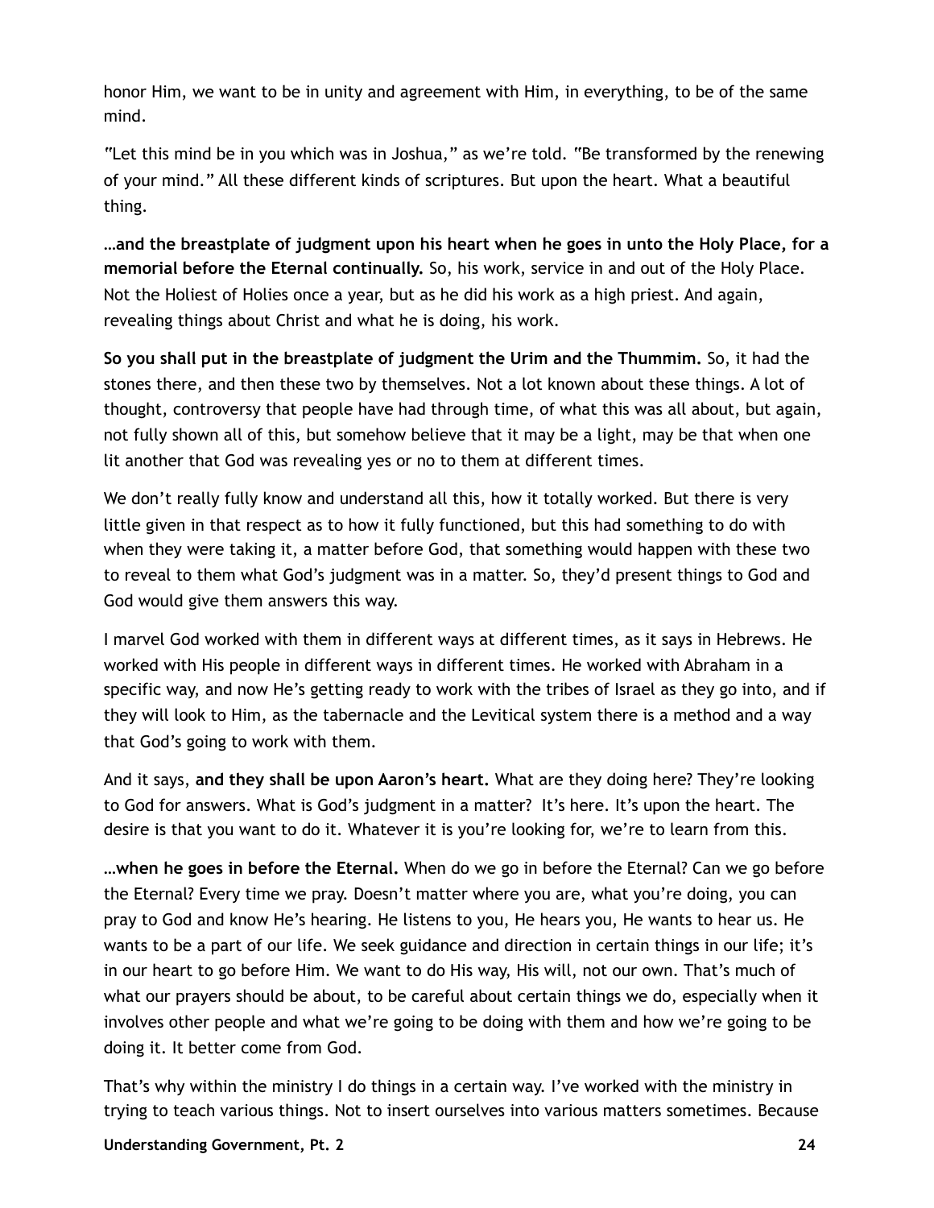honor Him, we want to be in unity and agreement with Him, in everything, to be of the same mind.

"Let this mind be in you which was in Joshua," as we're told. "Be transformed by the renewing of your mind." All these different kinds of scriptures. But upon the heart. What a beautiful thing.

**…and the breastplate of judgment upon his heart when he goes in unto the Holy Place, for a memorial before the Eternal continually.** So, his work, service in and out of the Holy Place. Not the Holiest of Holies once a year, but as he did his work as a high priest. And again, revealing things about Christ and what he is doing, his work.

**So you shall put in the breastplate of judgment the Urim and the Thummim.** So, it had the stones there, and then these two by themselves. Not a lot known about these things. A lot of thought, controversy that people have had through time, of what this was all about, but again, not fully shown all of this, but somehow believe that it may be a light, may be that when one lit another that God was revealing yes or no to them at different times.

We don't really fully know and understand all this, how it totally worked. But there is very little given in that respect as to how it fully functioned, but this had something to do with when they were taking it, a matter before God, that something would happen with these two to reveal to them what God's judgment was in a matter. So, they'd present things to God and God would give them answers this way.

I marvel God worked with them in different ways at different times, as it says in Hebrews. He worked with His people in different ways in different times. He worked with Abraham in a specific way, and now He's getting ready to work with the tribes of Israel as they go into, and if they will look to Him, as the tabernacle and the Levitical system there is a method and a way that God's going to work with them.

And it says, **and they shall be upon Aaron's heart.** What are they doing here? They're looking to God for answers. What is God's judgment in a matter? It's here. It's upon the heart. The desire is that you want to do it. Whatever it is you're looking for, we're to learn from this.

**…when he goes in before the Eternal.** When do we go in before the Eternal? Can we go before the Eternal? Every time we pray. Doesn't matter where you are, what you're doing, you can pray to God and know He's hearing. He listens to you, He hears you, He wants to hear us. He wants to be a part of our life. We seek guidance and direction in certain things in our life; it's in our heart to go before Him. We want to do His way, His will, not our own. That's much of what our prayers should be about, to be careful about certain things we do, especially when it involves other people and what we're going to be doing with them and how we're going to be doing it. It better come from God.

That's why within the ministry I do things in a certain way. I've worked with the ministry in trying to teach various things. Not to insert ourselves into various matters sometimes. Because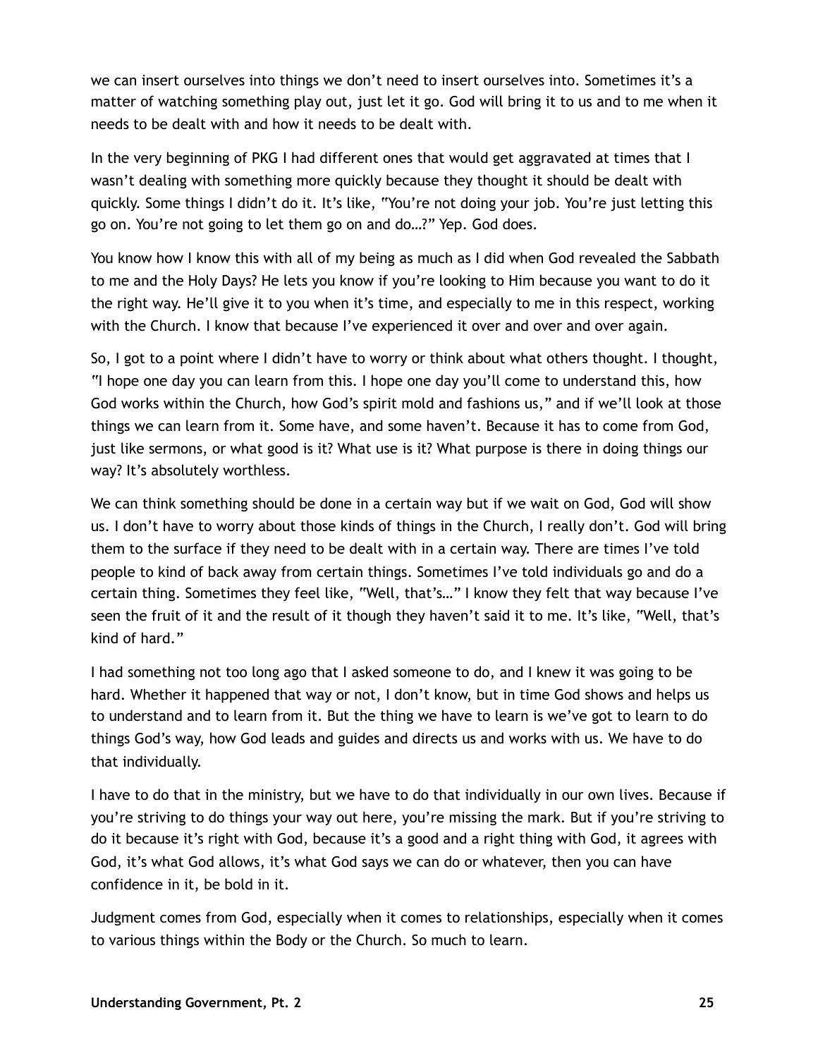we can insert ourselves into things we don't need to insert ourselves into. Sometimes it's a matter of watching something play out, just let it go. God will bring it to us and to me when it needs to be dealt with and how it needs to be dealt with.

In the very beginning of PKG I had different ones that would get aggravated at times that I wasn't dealing with something more quickly because they thought it should be dealt with quickly. Some things I didn't do it. It's like, "You're not doing your job. You're just letting this go on. You're not going to let them go on and do…?" Yep. God does.

You know how I know this with all of my being as much as I did when God revealed the Sabbath to me and the Holy Days? He lets you know if you're looking to Him because you want to do it the right way. He'll give it to you when it's time, and especially to me in this respect, working with the Church. I know that because I've experienced it over and over and over again.

So, I got to a point where I didn't have to worry or think about what others thought. I thought, "I hope one day you can learn from this. I hope one day you'll come to understand this, how God works within the Church, how God's spirit mold and fashions us," and if we'll look at those things we can learn from it. Some have, and some haven't. Because it has to come from God, just like sermons, or what good is it? What use is it? What purpose is there in doing things our way? It's absolutely worthless.

We can think something should be done in a certain way but if we wait on God, God will show us. I don't have to worry about those kinds of things in the Church, I really don't. God will bring them to the surface if they need to be dealt with in a certain way. There are times I've told people to kind of back away from certain things. Sometimes I've told individuals go and do a certain thing. Sometimes they feel like, "Well, that's…" I know they felt that way because I've seen the fruit of it and the result of it though they haven't said it to me. It's like, "Well, that's kind of hard."

I had something not too long ago that I asked someone to do, and I knew it was going to be hard. Whether it happened that way or not, I don't know, but in time God shows and helps us to understand and to learn from it. But the thing we have to learn is we've got to learn to do things God's way, how God leads and guides and directs us and works with us. We have to do that individually.

I have to do that in the ministry, but we have to do that individually in our own lives. Because if you're striving to do things your way out here, you're missing the mark. But if you're striving to do it because it's right with God, because it's a good and a right thing with God, it agrees with God, it's what God allows, it's what God says we can do or whatever, then you can have confidence in it, be bold in it.

Judgment comes from God, especially when it comes to relationships, especially when it comes to various things within the Body or the Church. So much to learn.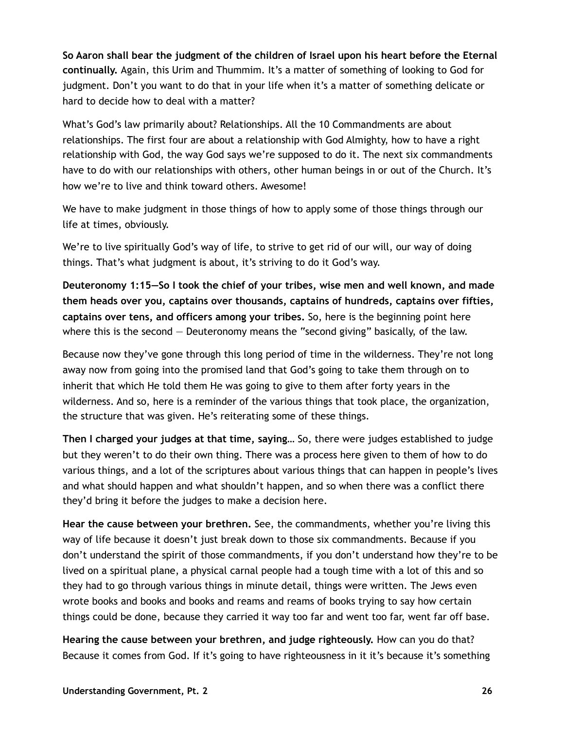**So Aaron shall bear the judgment of the children of Israel upon his heart before the Eternal continually.** Again, this Urim and Thummim. It's a matter of something of looking to God for judgment. Don't you want to do that in your life when it's a matter of something delicate or hard to decide how to deal with a matter?

What's God's law primarily about? Relationships. All the 10 Commandments are about relationships. The first four are about a relationship with God Almighty, how to have a right relationship with God, the way God says we're supposed to do it. The next six commandments have to do with our relationships with others, other human beings in or out of the Church. It's how we're to live and think toward others. Awesome!

We have to make judgment in those things of how to apply some of those things through our life at times, obviously.

We're to live spiritually God's way of life, to strive to get rid of our will, our way of doing things. That's what judgment is about, it's striving to do it God's way.

**Deuteronomy 1:15—So I took the chief of your tribes, wise men and well known, and made them heads over you, captains over thousands, captains of hundreds, captains over fifties, captains over tens, and officers among your tribes.** So, here is the beginning point here where this is the second — Deuteronomy means the "second giving" basically, of the law.

Because now they've gone through this long period of time in the wilderness. They're not long away now from going into the promised land that God's going to take them through on to inherit that which He told them He was going to give to them after forty years in the wilderness. And so, here is a reminder of the various things that took place, the organization, the structure that was given. He's reiterating some of these things.

**Then I charged your judges at that time, saying…** So, there were judges established to judge but they weren't to do their own thing. There was a process here given to them of how to do various things, and a lot of the scriptures about various things that can happen in people's lives and what should happen and what shouldn't happen, and so when there was a conflict there they'd bring it before the judges to make a decision here.

**Hear the cause between your brethren.** See, the commandments, whether you're living this way of life because it doesn't just break down to those six commandments. Because if you don't understand the spirit of those commandments, if you don't understand how they're to be lived on a spiritual plane, a physical carnal people had a tough time with a lot of this and so they had to go through various things in minute detail, things were written. The Jews even wrote books and books and books and reams and reams of books trying to say how certain things could be done, because they carried it way too far and went too far, went far off base.

**Hearing the cause between your brethren, and judge righteously.** How can you do that? Because it comes from God. If it's going to have righteousness in it it's because it's something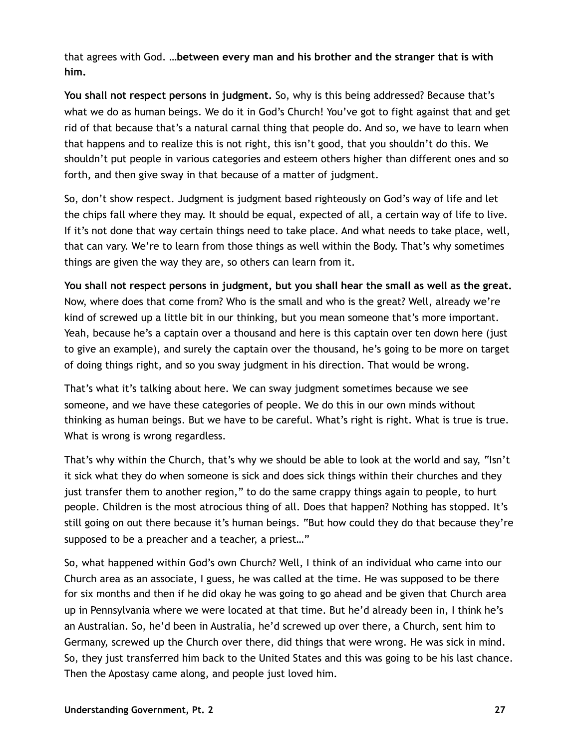that agrees with God. …**between every man and his brother and the stranger that is with him.**

**You shall not respect persons in judgment.** So, why is this being addressed? Because that's what we do as human beings. We do it in God's Church! You've got to fight against that and get rid of that because that's a natural carnal thing that people do. And so, we have to learn when that happens and to realize this is not right, this isn't good, that you shouldn't do this. We shouldn't put people in various categories and esteem others higher than different ones and so forth, and then give sway in that because of a matter of judgment.

So, don't show respect. Judgment is judgment based righteously on God's way of life and let the chips fall where they may. It should be equal, expected of all, a certain way of life to live. If it's not done that way certain things need to take place. And what needs to take place, well, that can vary. We're to learn from those things as well within the Body. That's why sometimes things are given the way they are, so others can learn from it.

**You shall not respect persons in judgment, but you shall hear the small as well as the great.** Now, where does that come from? Who is the small and who is the great? Well, already we're kind of screwed up a little bit in our thinking, but you mean someone that's more important. Yeah, because he's a captain over a thousand and here is this captain over ten down here (just to give an example), and surely the captain over the thousand, he's going to be more on target of doing things right, and so you sway judgment in his direction. That would be wrong.

That's what it's talking about here. We can sway judgment sometimes because we see someone, and we have these categories of people. We do this in our own minds without thinking as human beings. But we have to be careful. What's right is right. What is true is true. What is wrong is wrong regardless.

That's why within the Church, that's why we should be able to look at the world and say, "Isn't it sick what they do when someone is sick and does sick things within their churches and they just transfer them to another region," to do the same crappy things again to people, to hurt people. Children is the most atrocious thing of all. Does that happen? Nothing has stopped. It's still going on out there because it's human beings. "But how could they do that because they're supposed to be a preacher and a teacher, a priest…"

So, what happened within God's own Church? Well, I think of an individual who came into our Church area as an associate, I guess, he was called at the time. He was supposed to be there for six months and then if he did okay he was going to go ahead and be given that Church area up in Pennsylvania where we were located at that time. But he'd already been in, I think he's an Australian. So, he'd been in Australia, he'd screwed up over there, a Church, sent him to Germany, screwed up the Church over there, did things that were wrong. He was sick in mind. So, they just transferred him back to the United States and this was going to be his last chance. Then the Apostasy came along, and people just loved him.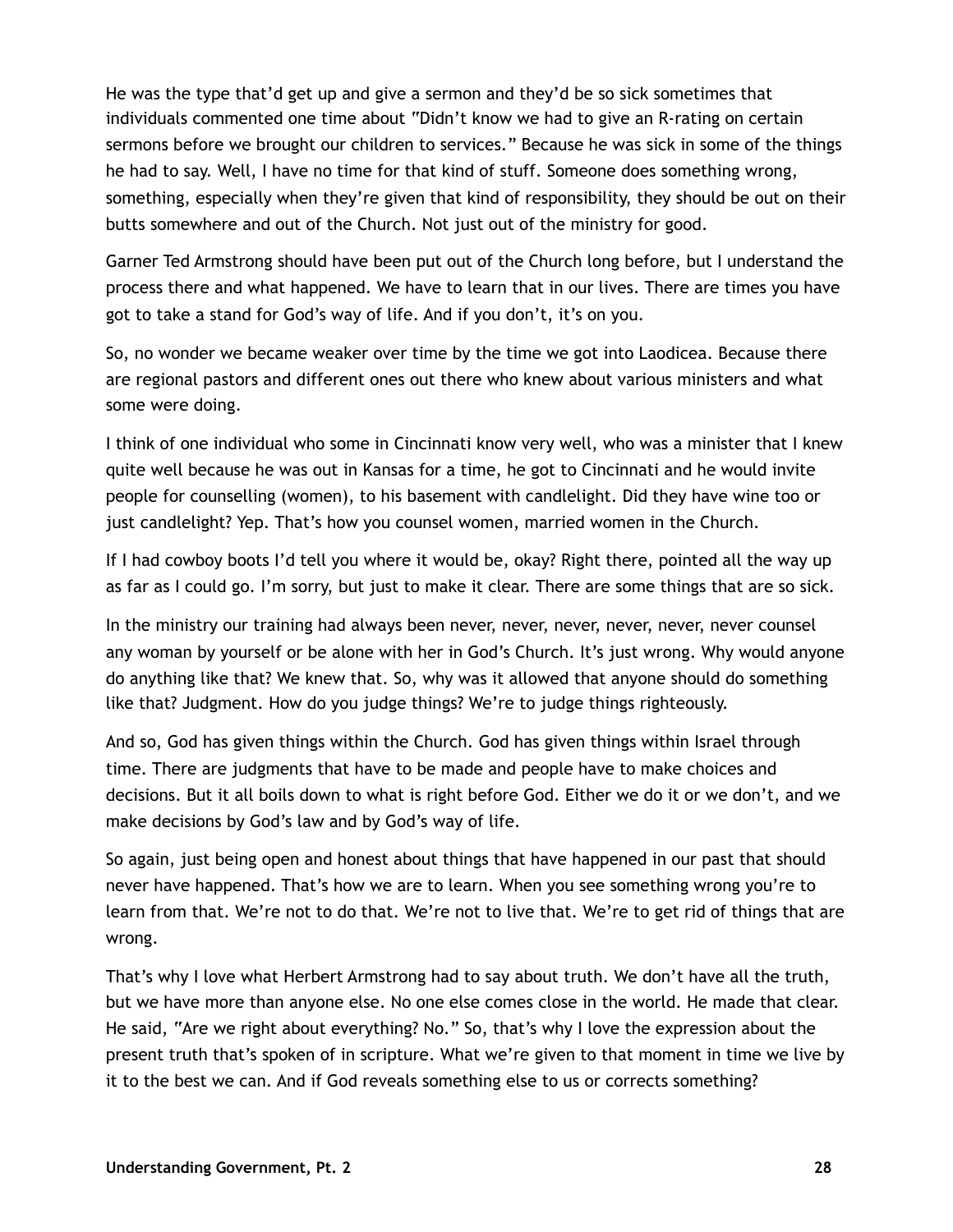He was the type that'd get up and give a sermon and they'd be so sick sometimes that individuals commented one time about "Didn't know we had to give an R-rating on certain sermons before we brought our children to services." Because he was sick in some of the things he had to say. Well, I have no time for that kind of stuff. Someone does something wrong, something, especially when they're given that kind of responsibility, they should be out on their butts somewhere and out of the Church. Not just out of the ministry for good.

Garner Ted Armstrong should have been put out of the Church long before, but I understand the process there and what happened. We have to learn that in our lives. There are times you have got to take a stand for God's way of life. And if you don't, it's on you.

So, no wonder we became weaker over time by the time we got into Laodicea. Because there are regional pastors and different ones out there who knew about various ministers and what some were doing.

I think of one individual who some in Cincinnati know very well, who was a minister that I knew quite well because he was out in Kansas for a time, he got to Cincinnati and he would invite people for counselling (women), to his basement with candlelight. Did they have wine too or just candlelight? Yep. That's how you counsel women, married women in the Church.

If I had cowboy boots I'd tell you where it would be, okay? Right there, pointed all the way up as far as I could go. I'm sorry, but just to make it clear. There are some things that are so sick.

In the ministry our training had always been never, never, never, never, never, never counsel any woman by yourself or be alone with her in God's Church. It's just wrong. Why would anyone do anything like that? We knew that. So, why was it allowed that anyone should do something like that? Judgment. How do you judge things? We're to judge things righteously.

And so, God has given things within the Church. God has given things within Israel through time. There are judgments that have to be made and people have to make choices and decisions. But it all boils down to what is right before God. Either we do it or we don't, and we make decisions by God's law and by God's way of life.

So again, just being open and honest about things that have happened in our past that should never have happened. That's how we are to learn. When you see something wrong you're to learn from that. We're not to do that. We're not to live that. We're to get rid of things that are wrong.

That's why I love what Herbert Armstrong had to say about truth. We don't have all the truth, but we have more than anyone else. No one else comes close in the world. He made that clear. He said, "Are we right about everything? No." So, that's why I love the expression about the present truth that's spoken of in scripture. What we're given to that moment in time we live by it to the best we can. And if God reveals something else to us or corrects something?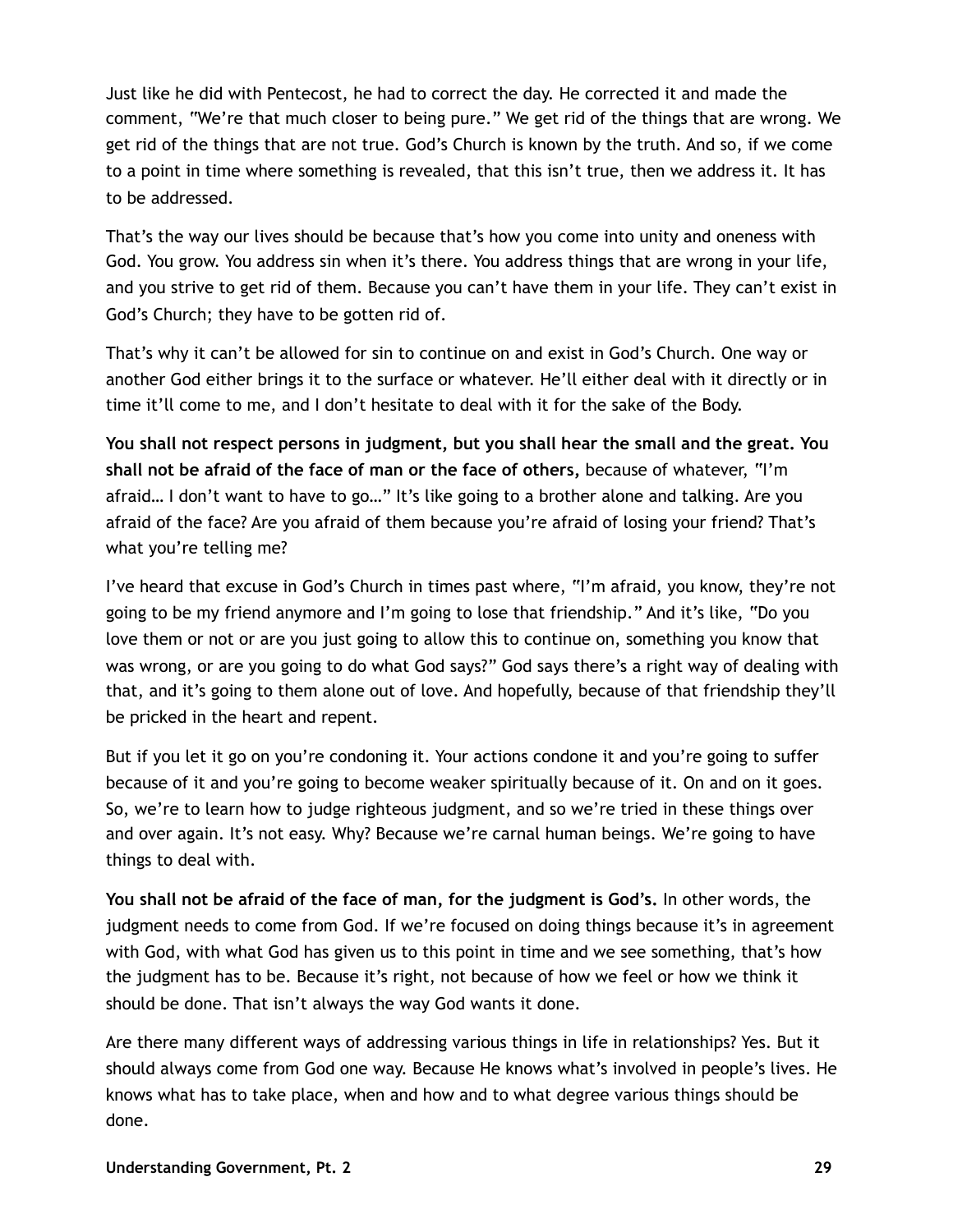Just like he did with Pentecost, he had to correct the day. He corrected it and made the comment, "We're that much closer to being pure." We get rid of the things that are wrong. We get rid of the things that are not true. God's Church is known by the truth. And so, if we come to a point in time where something is revealed, that this isn't true, then we address it. It has to be addressed.

That's the way our lives should be because that's how you come into unity and oneness with God. You grow. You address sin when it's there. You address things that are wrong in your life, and you strive to get rid of them. Because you can't have them in your life. They can't exist in God's Church; they have to be gotten rid of.

That's why it can't be allowed for sin to continue on and exist in God's Church. One way or another God either brings it to the surface or whatever. He'll either deal with it directly or in time it'll come to me, and I don't hesitate to deal with it for the sake of the Body.

**You shall not respect persons in judgment, but you shall hear the small and the great. You shall not be afraid of the face of man or the face of others,** because of whatever, "I'm afraid… I don't want to have to go…" It's like going to a brother alone and talking. Are you afraid of the face? Are you afraid of them because you're afraid of losing your friend? That's what you're telling me?

I've heard that excuse in God's Church in times past where, "I'm afraid, you know, they're not going to be my friend anymore and I'm going to lose that friendship." And it's like, "Do you love them or not or are you just going to allow this to continue on, something you know that was wrong, or are you going to do what God says?" God says there's a right way of dealing with that, and it's going to them alone out of love. And hopefully, because of that friendship they'll be pricked in the heart and repent.

But if you let it go on you're condoning it. Your actions condone it and you're going to suffer because of it and you're going to become weaker spiritually because of it. On and on it goes. So, we're to learn how to judge righteous judgment, and so we're tried in these things over and over again. It's not easy. Why? Because we're carnal human beings. We're going to have things to deal with.

**You shall not be afraid of the face of man, for the judgment is God's.** In other words, the judgment needs to come from God. If we're focused on doing things because it's in agreement with God, with what God has given us to this point in time and we see something, that's how the judgment has to be. Because it's right, not because of how we feel or how we think it should be done. That isn't always the way God wants it done.

Are there many different ways of addressing various things in life in relationships? Yes. But it should always come from God one way. Because He knows what's involved in people's lives. He knows what has to take place, when and how and to what degree various things should be done.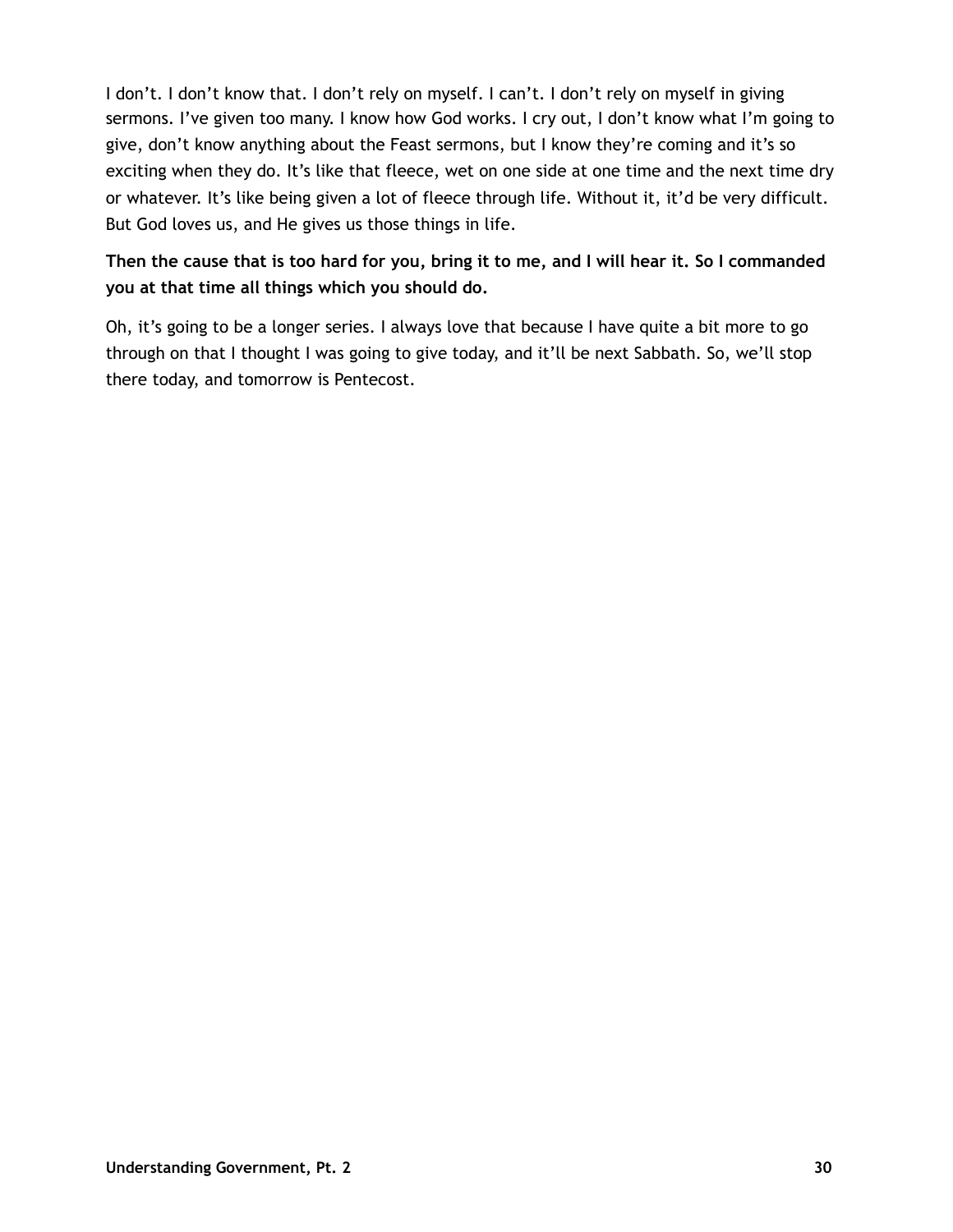I don't. I don't know that. I don't rely on myself. I can't. I don't rely on myself in giving sermons. I've given too many. I know how God works. I cry out, I don't know what I'm going to give, don't know anything about the Feast sermons, but I know they're coming and it's so exciting when they do. It's like that fleece, wet on one side at one time and the next time dry or whatever. It's like being given a lot of fleece through life. Without it, it'd be very difficult. But God loves us, and He gives us those things in life.

**Then the cause that is too hard for you, bring it to me, and I will hear it. So I commanded you at that time all things which you should do.**

Oh, it's going to be a longer series. I always love that because I have quite a bit more to go through on that I thought I was going to give today, and it'll be next Sabbath. So, we'll stop there today, and tomorrow is Pentecost.